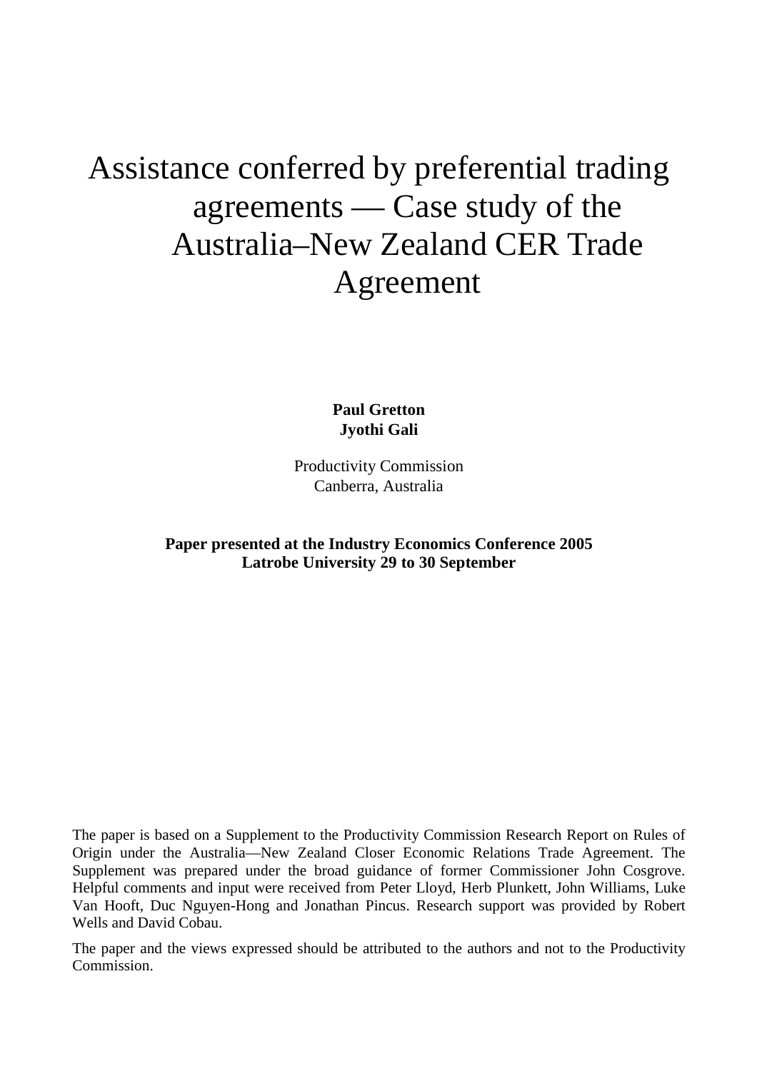# Assistance conferred by preferential trading agreements — Case study of the Australia–New Zealand CER Trade Agreement

**Paul Gretton**
**Jyothi Gali**

Productivity Commission
Canberra, Australia

**Paper presented at the Industry Economics Conference 2005**
**Latrobe University 29 to 30 September**

The paper is based on a Supplement to the Productivity Commission Research Report on Rules of Origin under the Australia—New Zealand Closer Economic Relations Trade Agreement. The Supplement was prepared under the broad guidance of former Commissioner John Cosgrove. Helpful comments and input were received from Peter Lloyd, Herb Plunkett, John Williams, Luke Van Hooft, Duc Nguyen-Hong and Jonathan Pincus. Research support was provided by Robert Wells and David Cobau.

The paper and the views expressed should be attributed to the authors and not to the Productivity Commission.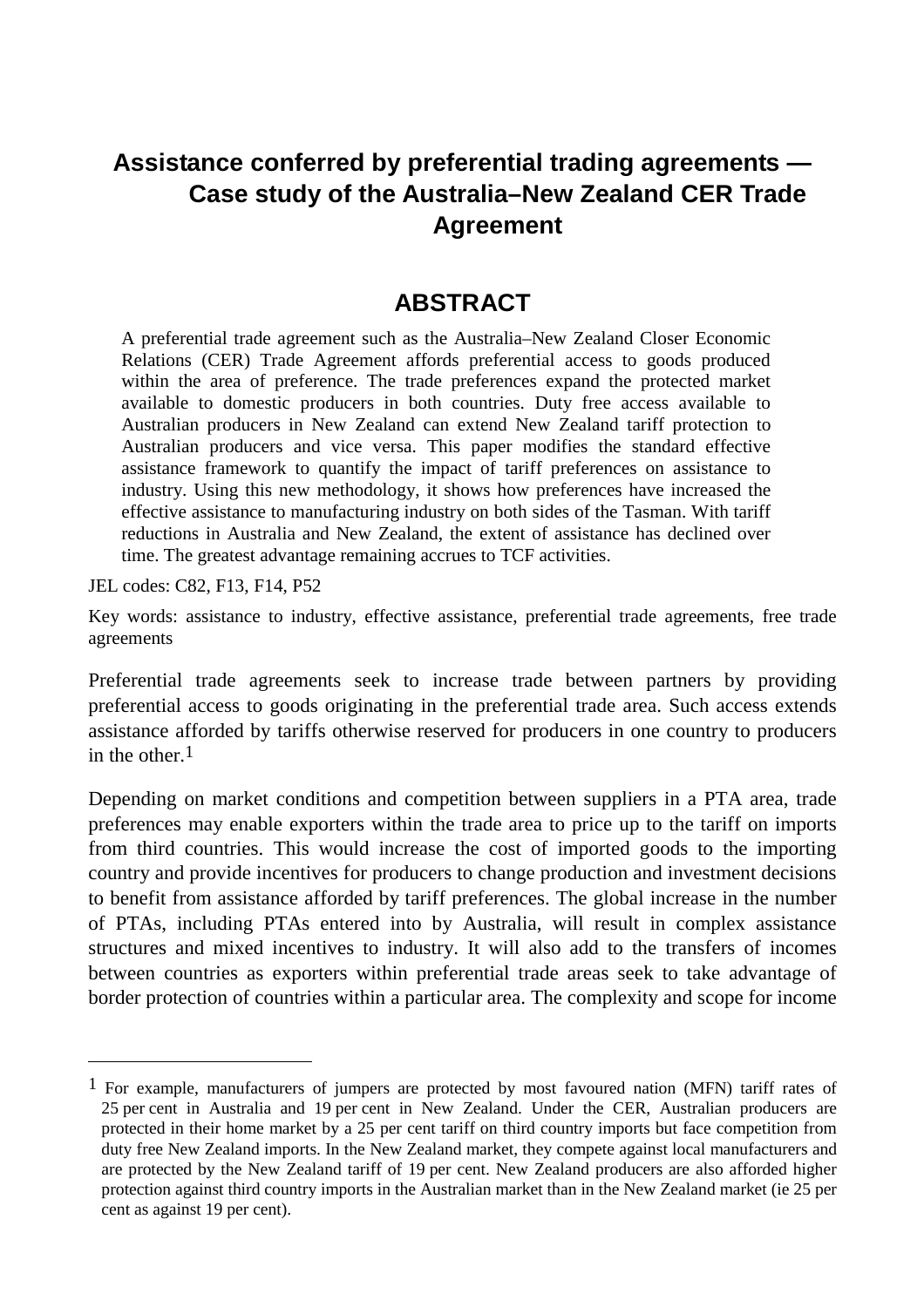# Assistance conferred by preferential trading agreements — Case study of the Australia–New Zealand CER Trade Agreement

## ABSTRACT

A preferential trade agreement such as the Australia–New Zealand Closer Economic Relations (CER) Trade Agreement affords preferential access to goods produced within the area of preference. The trade preferences expand the protected market available to domestic producers in both countries. Duty free access available to Australian producers in New Zealand can extend New Zealand tariff protection to Australian producers and vice versa. This paper modifies the standard effective assistance framework to quantify the impact of tariff preferences on assistance to industry. Using this new methodology, it shows how preferences have increased the effective assistance to manufacturing industry on both sides of the Tasman. With tariff reductions in Australia and New Zealand, the extent of assistance has declined over time. The greatest advantage remaining accrues to TCF activities.

JEL codes: C82, F13, F14, P52

Key words: assistance to industry, effective assistance, preferential trade agreements, free trade agreements

Preferential trade agreements seek to increase trade between partners by providing preferential access to goods originating in the preferential trade area. Such access extends assistance afforded by tariffs otherwise reserved for producers in one country to producers in the other.[1]

Depending on market conditions and competition between suppliers in a PTA area, trade preferences may enable exporters within the trade area to price up to the tariff on imports from third countries. This would increase the cost of imported goods to the importing country and provide incentives for producers to change production and investment decisions to benefit from assistance afforded by tariff preferences. The global increase in the number of PTAs, including PTAs entered into by Australia, will result in complex assistance structures and mixed incentives to industry. It will also add to the transfers of incomes between countries as exporters within preferential trade areas seek to take advantage of border protection of countries within a particular area. The complexity and scope for income

---

[1] For example, manufacturers of jumpers are protected by most favoured nation (MFN) tariff rates of 25 per cent in Australia and 19 per cent in New Zealand. Under the CER, Australian producers are protected in their home market by a 25 per cent tariff on third country imports but face competition from duty free New Zealand imports. In the New Zealand market, they compete against local manufacturers and are protected by the New Zealand tariff of 19 per cent. New Zealand producers are also afforded higher protection against third country imports in the Australian market than in the New Zealand market (ie 25 per cent as against 19 per cent).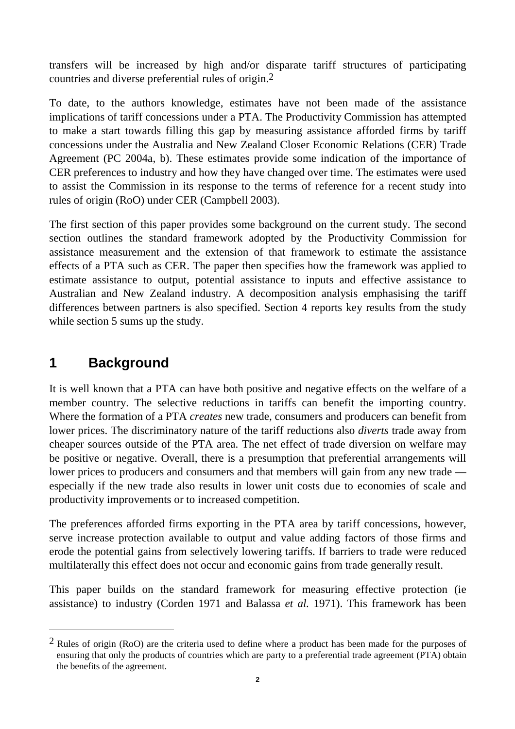transfers will be increased by high and/or disparate tariff structures of participating countries and diverse preferential rules of origin.[2]

To date, to the authors knowledge, estimates have not been made of the assistance implications of tariff concessions under a PTA. The Productivity Commission has attempted to make a start towards filling this gap by measuring assistance afforded firms by tariff concessions under the Australia and New Zealand Closer Economic Relations (CER) Trade Agreement (PC 2004a, b). These estimates provide some indication of the importance of CER preferences to industry and how they have changed over time. The estimates were used to assist the Commission in its response to the terms of reference for a recent study into rules of origin (RoO) under CER (Campbell 2003).

The first section of this paper provides some background on the current study. The second section outlines the standard framework adopted by the Productivity Commission for assistance measurement and the extension of that framework to estimate the assistance effects of a PTA such as CER. The paper then specifies how the framework was applied to estimate assistance to output, potential assistance to inputs and effective assistance to Australian and New Zealand industry. A decomposition analysis emphasising the tariff differences between partners is also specified. Section 4 reports key results from the study while section 5 sums up the study.

## 1 Background

It is well known that a PTA can have both positive and negative effects on the welfare of a member country. The selective reductions in tariffs can benefit the importing country. Where the formation of a PTA *creates* new trade, consumers and producers can benefit from lower prices. The discriminatory nature of the tariff reductions also *diverts* trade away from cheaper sources outside of the PTA area. The net effect of trade diversion on welfare may be positive or negative. Overall, there is a presumption that preferential arrangements will lower prices to producers and consumers and that members will gain from any new trade — especially if the new trade also results in lower unit costs due to economies of scale and productivity improvements or to increased competition.

The preferences afforded firms exporting in the PTA area by tariff concessions, however, serve increase protection available to output and value adding factors of those firms and erode the potential gains from selectively lowering tariffs. If barriers to trade were reduced multilaterally this effect does not occur and economic gains from trade generally result.

This paper builds on the standard framework for measuring effective protection (ie assistance) to industry (Corden 1971 and Balassa *et al.* 1971). This framework has been

[2] Rules of origin (RoO) are the criteria used to define where a product has been made for the purposes of ensuring that only the products of countries which are party to a preferential trade agreement (PTA) obtain the benefits of the agreement.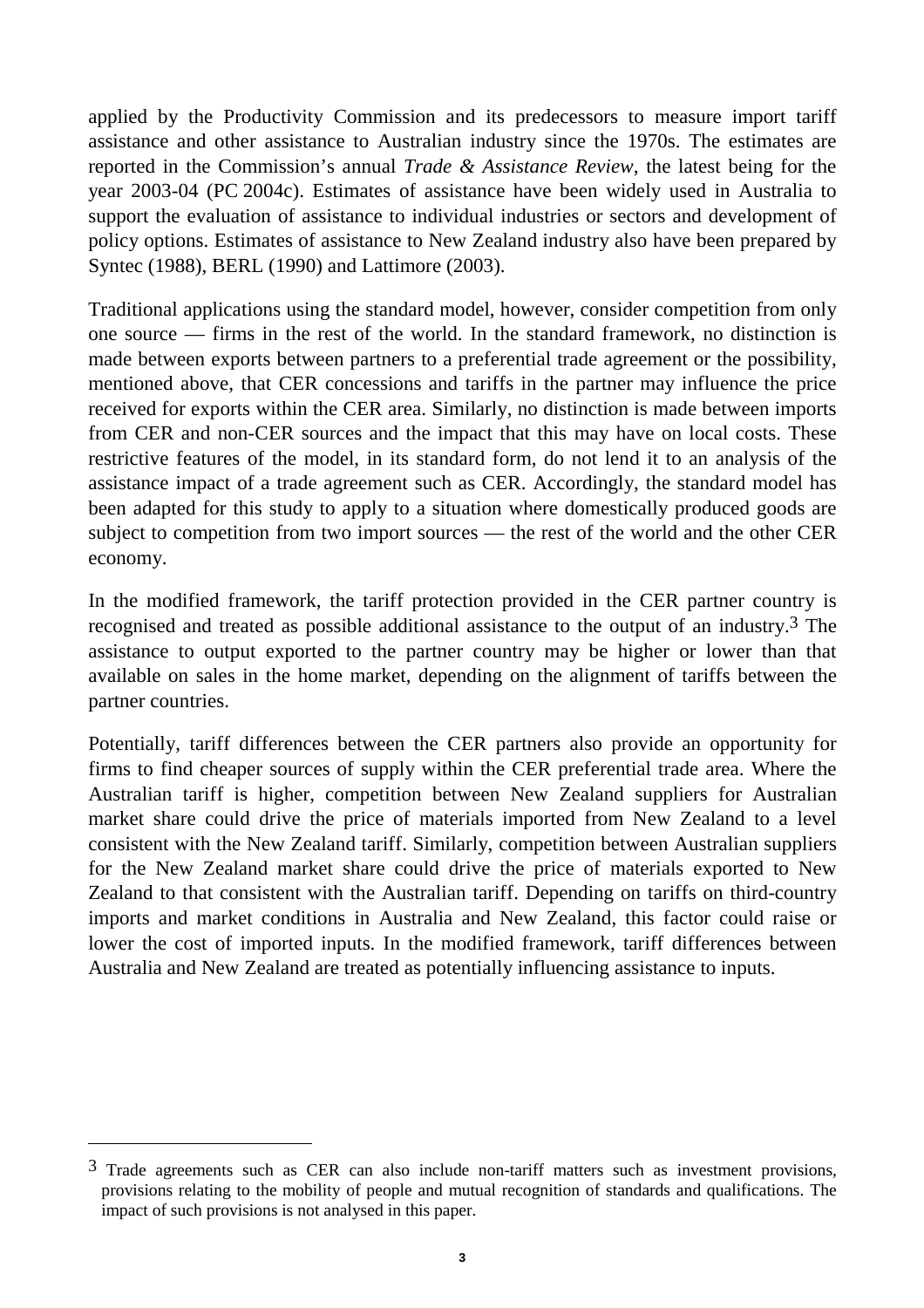applied by the Productivity Commission and its predecessors to measure import tariff assistance and other assistance to Australian industry since the 1970s. The estimates are reported in the Commission's annual *Trade & Assistance Review*, the latest being for the year 2003-04 (PC 2004c). Estimates of assistance have been widely used in Australia to support the evaluation of assistance to individual industries or sectors and development of policy options. Estimates of assistance to New Zealand industry also have been prepared by Syntec (1988), BERL (1990) and Lattimore (2003).

Traditional applications using the standard model, however, consider competition from only one source — firms in the rest of the world. In the standard framework, no distinction is made between exports between partners to a preferential trade agreement or the possibility, mentioned above, that CER concessions and tariffs in the partner may influence the price received for exports within the CER area. Similarly, no distinction is made between imports from CER and non-CER sources and the impact that this may have on local costs. These restrictive features of the model, in its standard form, do not lend it to an analysis of the assistance impact of a trade agreement such as CER. Accordingly, the standard model has been adapted for this study to apply to a situation where domestically produced goods are subject to competition from two import sources — the rest of the world and the other CER economy.

In the modified framework, the tariff protection provided in the CER partner country is recognised and treated as possible additional assistance to the output of an industry.[3] The assistance to output exported to the partner country may be higher or lower than that available on sales in the home market, depending on the alignment of tariffs between the partner countries.

Potentially, tariff differences between the CER partners also provide an opportunity for firms to find cheaper sources of supply within the CER preferential trade area. Where the Australian tariff is higher, competition between New Zealand suppliers for Australian market share could drive the price of materials imported from New Zealand to a level consistent with the New Zealand tariff. Similarly, competition between Australian suppliers for the New Zealand market share could drive the price of materials exported to New Zealand to that consistent with the Australian tariff. Depending on tariffs on third-country imports and market conditions in Australia and New Zealand, this factor could raise or lower the cost of imported inputs. In the modified framework, tariff differences between Australia and New Zealand are treated as potentially influencing assistance to inputs.

---

[3] Trade agreements such as CER can also include non-tariff matters such as investment provisions, provisions relating to the mobility of people and mutual recognition of standards and qualifications. The impact of such provisions is not analysed in this paper.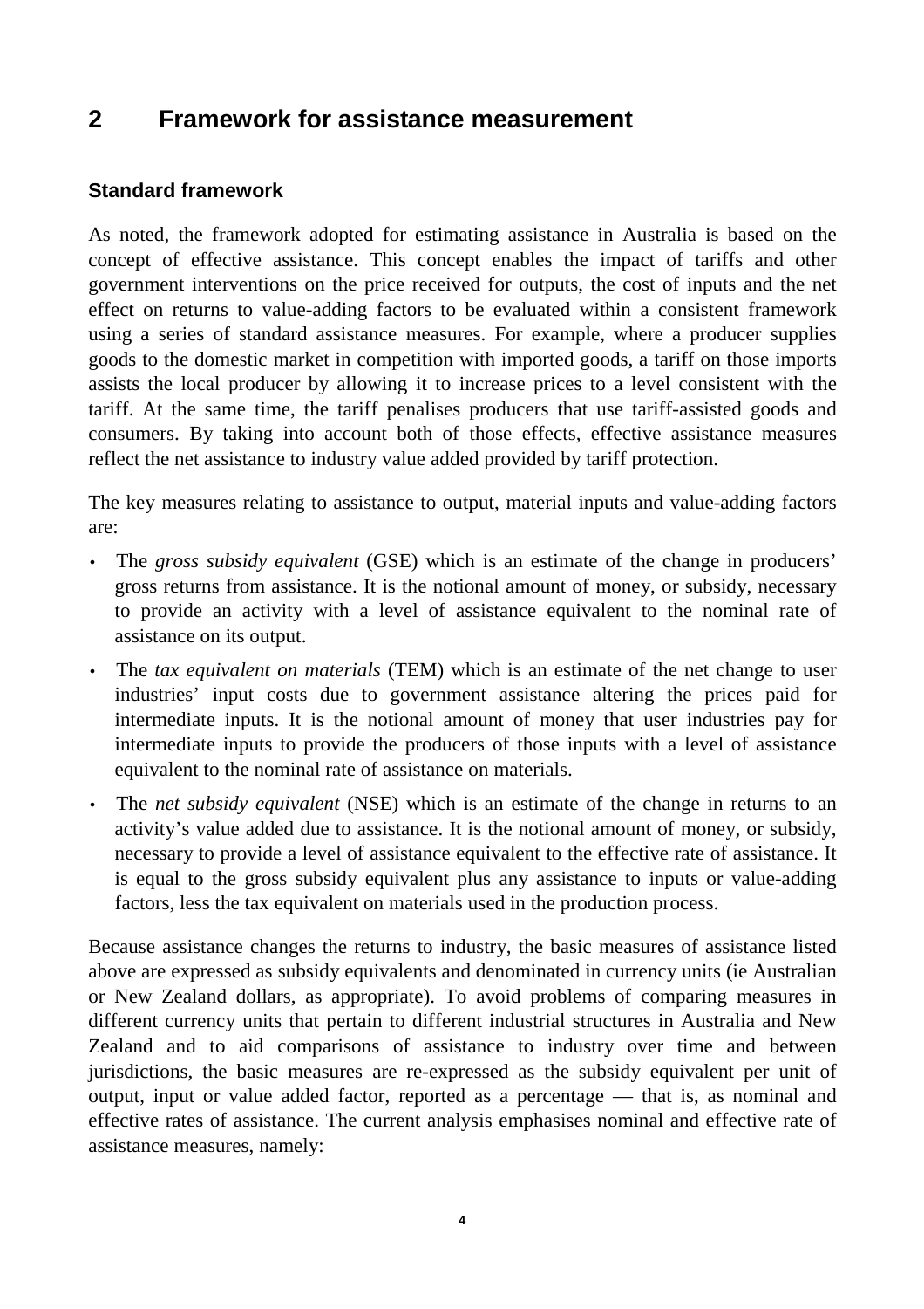# 2 Framework for assistance measurement

## Standard framework

As noted, the framework adopted for estimating assistance in Australia is based on the concept of effective assistance. This concept enables the impact of tariffs and other government interventions on the price received for outputs, the cost of inputs and the net effect on returns to value-adding factors to be evaluated within a consistent framework using a series of standard assistance measures. For example, where a producer supplies goods to the domestic market in competition with imported goods, a tariff on those imports assists the local producer by allowing it to increase prices to a level consistent with the tariff. At the same time, the tariff penalises producers that use tariff-assisted goods and consumers. By taking into account both of those effects, effective assistance measures reflect the net assistance to industry value added provided by tariff protection.

The key measures relating to assistance to output, material inputs and value-adding factors are:

- The *gross subsidy equivalent* (GSE) which is an estimate of the change in producers' gross returns from assistance. It is the notional amount of money, or subsidy, necessary to provide an activity with a level of assistance equivalent to the nominal rate of assistance on its output.
- The *tax equivalent on materials* (TEM) which is an estimate of the net change to user industries' input costs due to government assistance altering the prices paid for intermediate inputs. It is the notional amount of money that user industries pay for intermediate inputs to provide the producers of those inputs with a level of assistance equivalent to the nominal rate of assistance on materials.
- The *net subsidy equivalent* (NSE) which is an estimate of the change in returns to an activity's value added due to assistance. It is the notional amount of money, or subsidy, necessary to provide a level of assistance equivalent to the effective rate of assistance. It is equal to the gross subsidy equivalent plus any assistance to inputs or value-adding factors, less the tax equivalent on materials used in the production process.

Because assistance changes the returns to industry, the basic measures of assistance listed above are expressed as subsidy equivalents and denominated in currency units (ie Australian or New Zealand dollars, as appropriate). To avoid problems of comparing measures in different currency units that pertain to different industrial structures in Australia and New Zealand and to aid comparisons of assistance to industry over time and between jurisdictions, the basic measures are re-expressed as the subsidy equivalent per unit of output, input or value added factor, reported as a percentage — that is, as nominal and effective rates of assistance. The current analysis emphasises nominal and effective rate of assistance measures, namely: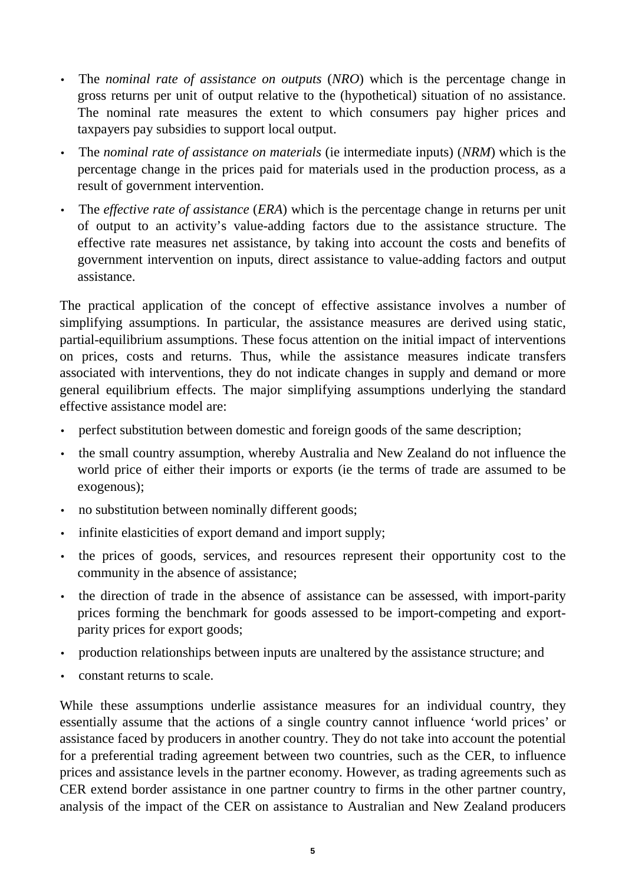- The *nominal rate of assistance on outputs* (*NRO*) which is the percentage change in gross returns per unit of output relative to the (hypothetical) situation of no assistance. The nominal rate measures the extent to which consumers pay higher prices and taxpayers pay subsidies to support local output.
- The *nominal rate of assistance on materials* (ie intermediate inputs) (*NRM*) which is the percentage change in the prices paid for materials used in the production process, as a result of government intervention.
- The *effective rate of assistance* (*ERA*) which is the percentage change in returns per unit of output to an activity's value-adding factors due to the assistance structure. The effective rate measures net assistance, by taking into account the costs and benefits of government intervention on inputs, direct assistance to value-adding factors and output assistance.

The practical application of the concept of effective assistance involves a number of simplifying assumptions. In particular, the assistance measures are derived using static, partial-equilibrium assumptions. These focus attention on the initial impact of interventions on prices, costs and returns. Thus, while the assistance measures indicate transfers associated with interventions, they do not indicate changes in supply and demand or more general equilibrium effects. The major simplifying assumptions underlying the standard effective assistance model are:

- perfect substitution between domestic and foreign goods of the same description;
- the small country assumption, whereby Australia and New Zealand do not influence the world price of either their imports or exports (ie the terms of trade are assumed to be exogenous);
- no substitution between nominally different goods;
- infinite elasticities of export demand and import supply;
- the prices of goods, services, and resources represent their opportunity cost to the community in the absence of assistance;
- the direction of trade in the absence of assistance can be assessed, with import-parity prices forming the benchmark for goods assessed to be import-competing and export-parity prices for export goods;
- production relationships between inputs are unaltered by the assistance structure; and
- constant returns to scale.

While these assumptions underlie assistance measures for an individual country, they essentially assume that the actions of a single country cannot influence 'world prices' or assistance faced by producers in another country. They do not take into account the potential for a preferential trading agreement between two countries, such as the CER, to influence prices and assistance levels in the partner economy. However, as trading agreements such as CER extend border assistance in one partner country to firms in the other partner country, analysis of the impact of the CER on assistance to Australian and New Zealand producers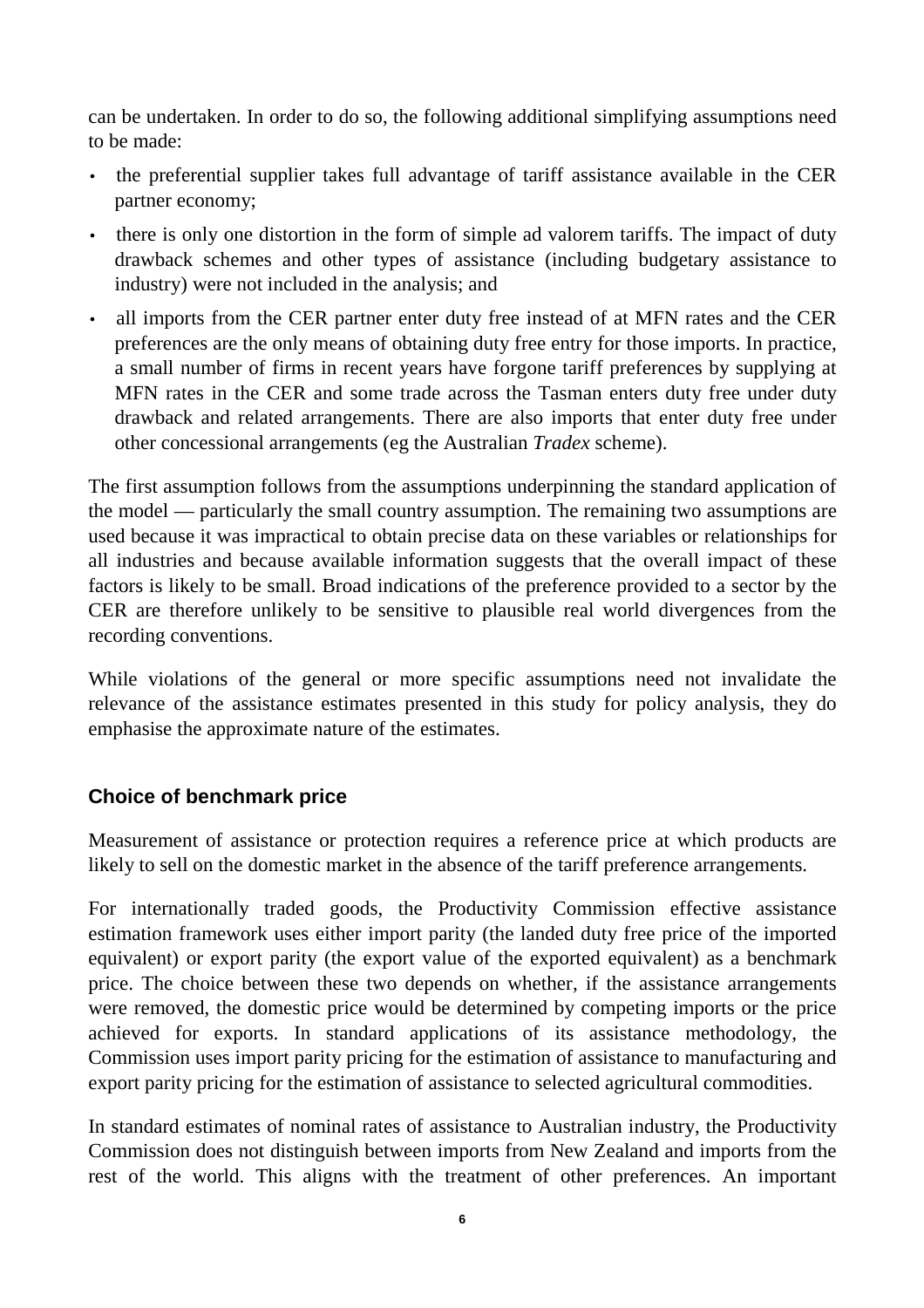can be undertaken. In order to do so, the following additional simplifying assumptions need to be made:

- the preferential supplier takes full advantage of tariff assistance available in the CER partner economy;
- there is only one distortion in the form of simple ad valorem tariffs. The impact of duty drawback schemes and other types of assistance (including budgetary assistance to industry) were not included in the analysis; and
- all imports from the CER partner enter duty free instead of at MFN rates and the CER preferences are the only means of obtaining duty free entry for those imports. In practice, a small number of firms in recent years have forgone tariff preferences by supplying at MFN rates in the CER and some trade across the Tasman enters duty free under duty drawback and related arrangements. There are also imports that enter duty free under other concessional arrangements (eg the Australian *Tradex* scheme).

The first assumption follows from the assumptions underpinning the standard application of the model — particularly the small country assumption. The remaining two assumptions are used because it was impractical to obtain precise data on these variables or relationships for all industries and because available information suggests that the overall impact of these factors is likely to be small. Broad indications of the preference provided to a sector by the CER are therefore unlikely to be sensitive to plausible real world divergences from the recording conventions.

While violations of the general or more specific assumptions need not invalidate the relevance of the assistance estimates presented in this study for policy analysis, they do emphasise the approximate nature of the estimates.

### Choice of benchmark price

Measurement of assistance or protection requires a reference price at which products are likely to sell on the domestic market in the absence of the tariff preference arrangements.

For internationally traded goods, the Productivity Commission effective assistance estimation framework uses either import parity (the landed duty free price of the imported equivalent) or export parity (the export value of the exported equivalent) as a benchmark price. The choice between these two depends on whether, if the assistance arrangements were removed, the domestic price would be determined by competing imports or the price achieved for exports. In standard applications of its assistance methodology, the Commission uses import parity pricing for the estimation of assistance to manufacturing and export parity pricing for the estimation of assistance to selected agricultural commodities.

In standard estimates of nominal rates of assistance to Australian industry, the Productivity Commission does not distinguish between imports from New Zealand and imports from the rest of the world. This aligns with the treatment of other preferences. An important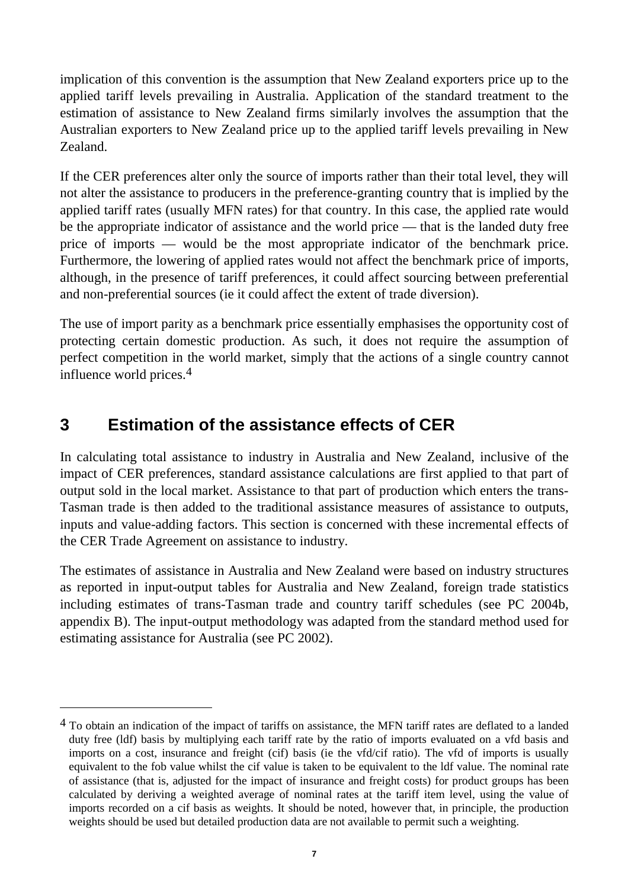implication of this convention is the assumption that New Zealand exporters price up to the applied tariff levels prevailing in Australia. Application of the standard treatment to the estimation of assistance to New Zealand firms similarly involves the assumption that the Australian exporters to New Zealand price up to the applied tariff levels prevailing in New Zealand.

If the CER preferences alter only the source of imports rather than their total level, they will not alter the assistance to producers in the preference-granting country that is implied by the applied tariff rates (usually MFN rates) for that country. In this case, the applied rate would be the appropriate indicator of assistance and the world price — that is the landed duty free price of imports — would be the most appropriate indicator of the benchmark price. Furthermore, the lowering of applied rates would not affect the benchmark price of imports, although, in the presence of tariff preferences, it could affect sourcing between preferential and non-preferential sources (ie it could affect the extent of trade diversion).

The use of import parity as a benchmark price essentially emphasises the opportunity cost of protecting certain domestic production. As such, it does not require the assumption of perfect competition in the world market, simply that the actions of a single country cannot influence world prices.[4]

## 3 Estimation of the assistance effects of CER

In calculating total assistance to industry in Australia and New Zealand, inclusive of the impact of CER preferences, standard assistance calculations are first applied to that part of output sold in the local market. Assistance to that part of production which enters the trans-Tasman trade is then added to the traditional assistance measures of assistance to outputs, inputs and value-adding factors. This section is concerned with these incremental effects of the CER Trade Agreement on assistance to industry.

The estimates of assistance in Australia and New Zealand were based on industry structures as reported in input-output tables for Australia and New Zealand, foreign trade statistics including estimates of trans-Tasman trade and country tariff schedules (see PC 2004b, appendix B). The input-output methodology was adapted from the standard method used for estimating assistance for Australia (see PC 2002).

---

[4] To obtain an indication of the impact of tariffs on assistance, the MFN tariff rates are deflated to a landed duty free (ldf) basis by multiplying each tariff rate by the ratio of imports evaluated on a vfd basis and imports on a cost, insurance and freight (cif) basis (ie the vfd/cif ratio). The vfd of imports is usually equivalent to the fob value whilst the cif value is taken to be equivalent to the ldf value. The nominal rate of assistance (that is, adjusted for the impact of insurance and freight costs) for product groups has been calculated by deriving a weighted average of nominal rates at the tariff item level, using the value of imports recorded on a cif basis as weights. It should be noted, however that, in principle, the production weights should be used but detailed production data are not available to permit such a weighting.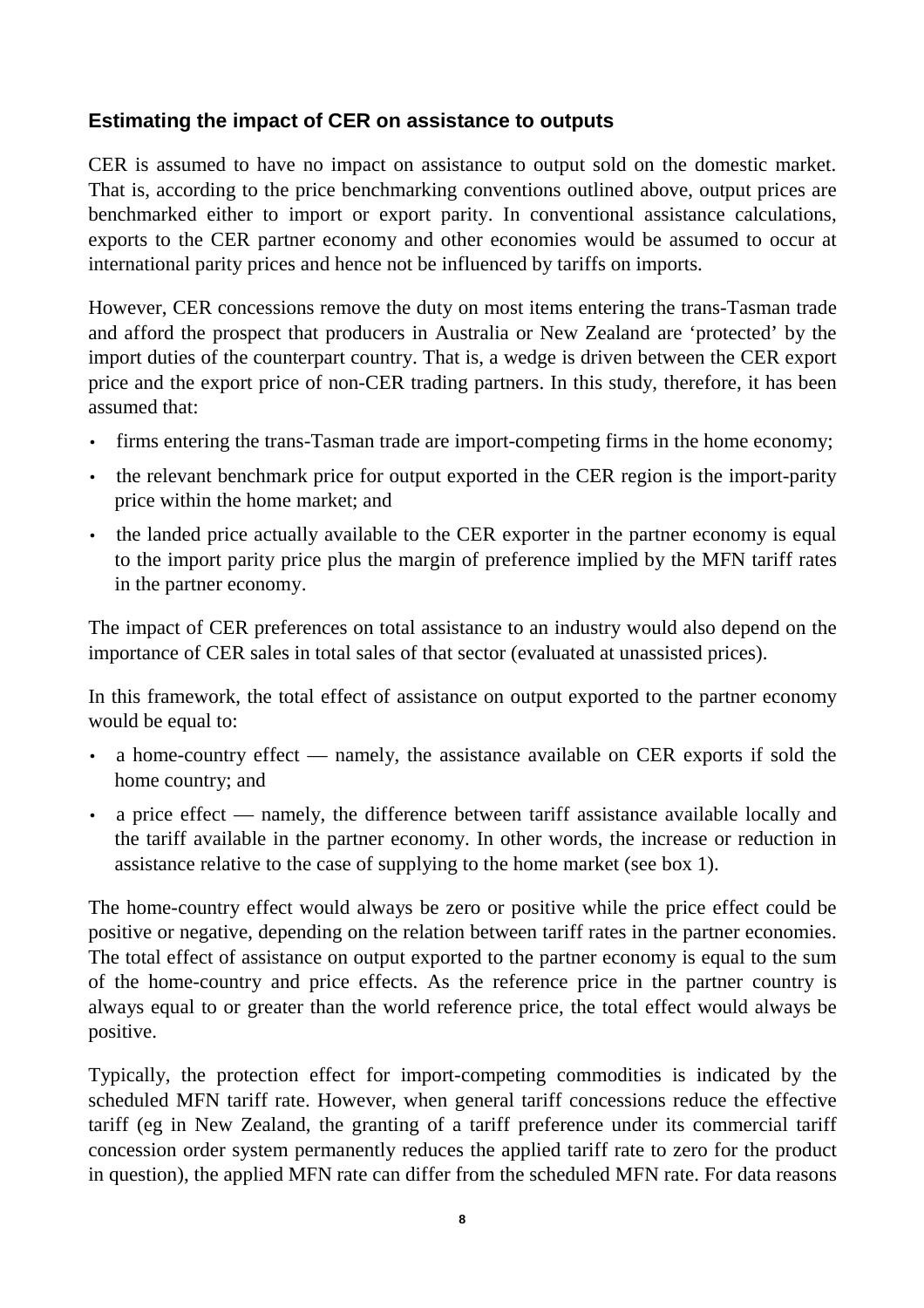### Estimating the impact of CER on assistance to outputs

CER is assumed to have no impact on assistance to output sold on the domestic market. That is, according to the price benchmarking conventions outlined above, output prices are benchmarked either to import or export parity. In conventional assistance calculations, exports to the CER partner economy and other economies would be assumed to occur at international parity prices and hence not be influenced by tariffs on imports.

However, CER concessions remove the duty on most items entering the trans-Tasman trade and afford the prospect that producers in Australia or New Zealand are 'protected' by the import duties of the counterpart country. That is, a wedge is driven between the CER export price and the export price of non-CER trading partners. In this study, therefore, it has been assumed that:

- firms entering the trans-Tasman trade are import-competing firms in the home economy;
- the relevant benchmark price for output exported in the CER region is the import-parity price within the home market; and
- the landed price actually available to the CER exporter in the partner economy is equal to the import parity price plus the margin of preference implied by the MFN tariff rates in the partner economy.

The impact of CER preferences on total assistance to an industry would also depend on the importance of CER sales in total sales of that sector (evaluated at unassisted prices).

In this framework, the total effect of assistance on output exported to the partner economy would be equal to:

- a home-country effect — namely, the assistance available on CER exports if sold the home country; and
- a price effect — namely, the difference between tariff assistance available locally and the tariff available in the partner economy. In other words, the increase or reduction in assistance relative to the case of supplying to the home market (see box 1).

The home-country effect would always be zero or positive while the price effect could be positive or negative, depending on the relation between tariff rates in the partner economies. The total effect of assistance on output exported to the partner economy is equal to the sum of the home-country and price effects. As the reference price in the partner country is always equal to or greater than the world reference price, the total effect would always be positive.

Typically, the protection effect for import-competing commodities is indicated by the scheduled MFN tariff rate. However, when general tariff concessions reduce the effective tariff (eg in New Zealand, the granting of a tariff preference under its commercial tariff concession order system permanently reduces the applied tariff rate to zero for the product in question), the applied MFN rate can differ from the scheduled MFN rate. For data reasons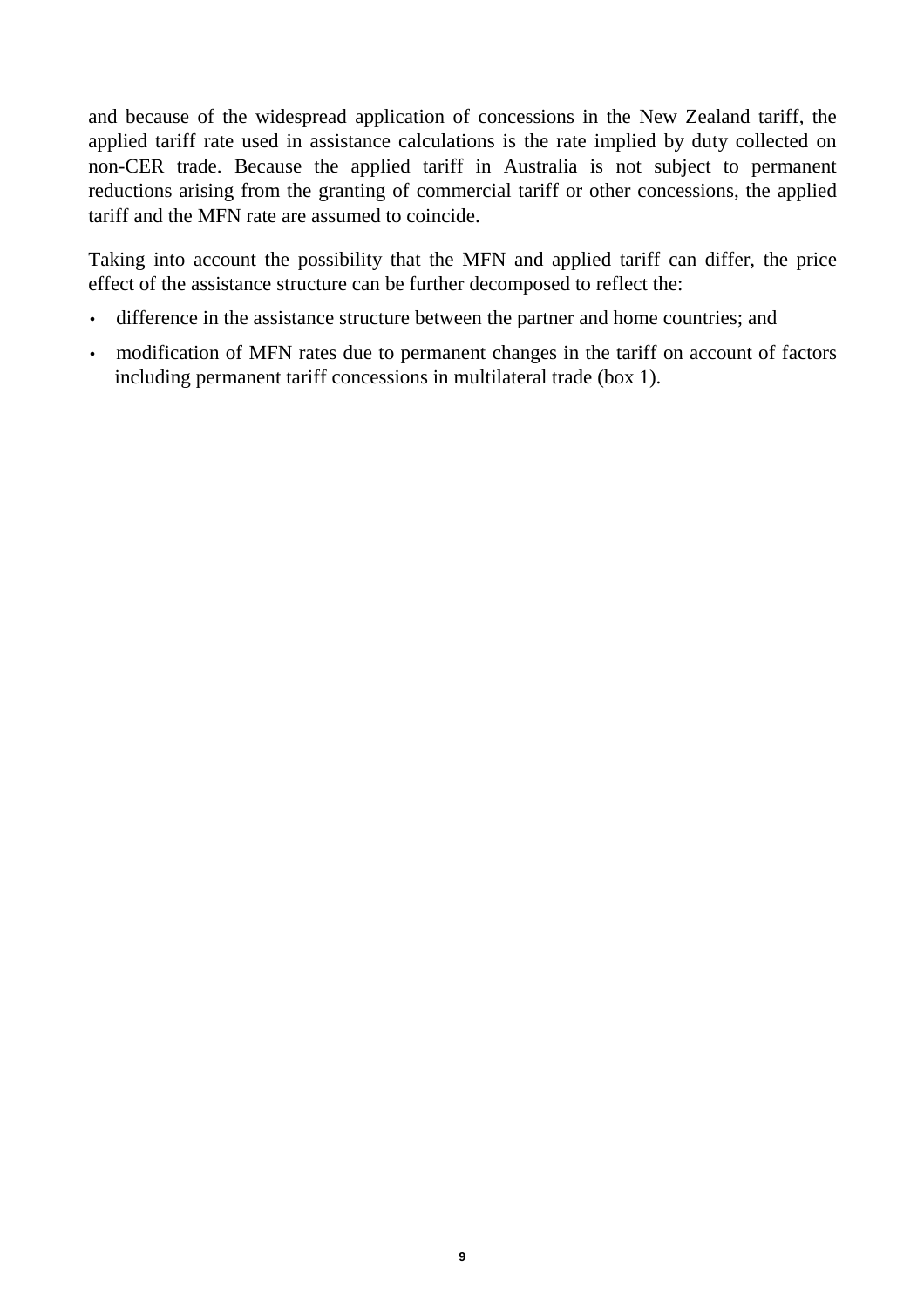and because of the widespread application of concessions in the New Zealand tariff, the applied tariff rate used in assistance calculations is the rate implied by duty collected on non-CER trade. Because the applied tariff in Australia is not subject to permanent reductions arising from the granting of commercial tariff or other concessions, the applied tariff and the MFN rate are assumed to coincide.

Taking into account the possibility that the MFN and applied tariff can differ, the price effect of the assistance structure can be further decomposed to reflect the:

- difference in the assistance structure between the partner and home countries; and
- modification of MFN rates due to permanent changes in the tariff on account of factors including permanent tariff concessions in multilateral trade (box 1).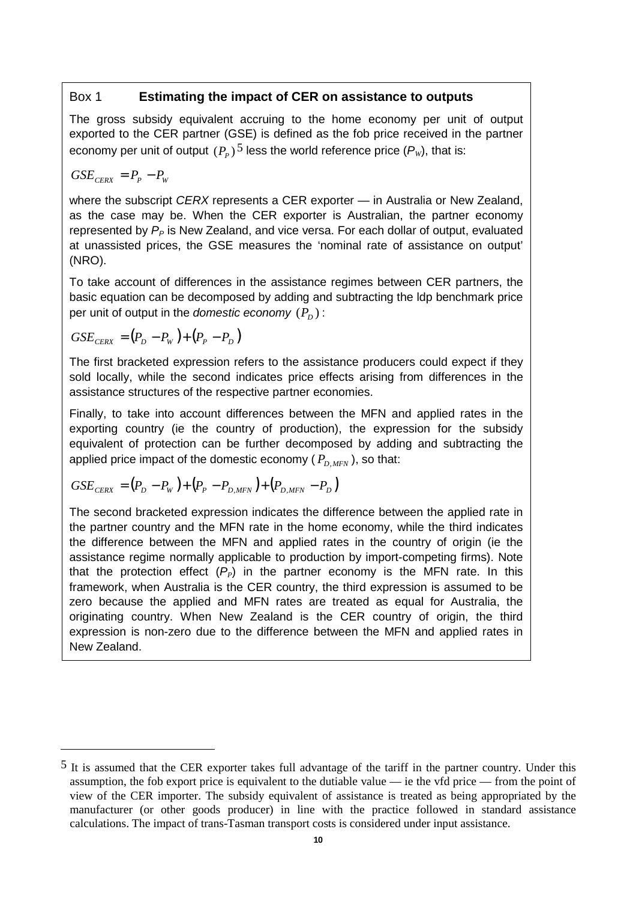### Box 1 **Estimating the impact of CER on assistance to outputs**

The gross subsidy equivalent accruing to the home economy per unit of output exported to the CER partner (GSE) is defined as the fob price received in the partner economy per unit of output $(P_P)$[5] less the world reference price ($P_W$), that is:

$$GSE_{CERX} = P_P - P_W$$

where the subscript *CERX* represents a CER exporter — in Australia or New Zealand, as the case may be. When the CER exporter is Australian, the partner economy represented by $P_P$ is New Zealand, and vice versa. For each dollar of output, evaluated at unassisted prices, the GSE measures the 'nominal rate of assistance on output' (NRO).

To take account of differences in the assistance regimes between CER partners, the basic equation can be decomposed by adding and subtracting the ldp benchmark price per unit of output in the *domestic economy* $(P_D)$:

$$GSE_{CERX} = (P_D - P_W) + (P_P - P_D)$$

The first bracketed expression refers to the assistance producers could expect if they sold locally, while the second indicates price effects arising from differences in the assistance structures of the respective partner economies.

Finally, to take into account differences between the MFN and applied rates in the exporting country (ie the country of production), the expression for the subsidy equivalent of protection can be further decomposed by adding and subtracting the applied price impact of the domestic economy ($P_{D,MFN}$), so that:

$$GSE_{CERX} = (P_D - P_W) + (P_P - P_{D,MFN}) + (P_{D,MFN} - P_D)$$

The second bracketed expression indicates the difference between the applied rate in the partner country and the MFN rate in the home economy, while the third indicates the difference between the MFN and applied rates in the country of origin (ie the assistance regime normally applicable to production by import-competing firms). Note that the protection effect ($P_P$) in the partner economy is the MFN rate. In this framework, when Australia is the CER country, the third expression is assumed to be zero because the applied and MFN rates are treated as equal for Australia, the originating country. When New Zealand is the CER country of origin, the third expression is non-zero due to the difference between the MFN and applied rates in New Zealand.

---

[5] It is assumed that the CER exporter takes full advantage of the tariff in the partner country. Under this assumption, the fob export price is equivalent to the dutiable value — ie the vfd price — from the point of view of the CER importer. The subsidy equivalent of assistance is treated as being appropriated by the manufacturer (or other goods producer) in line with the practice followed in standard assistance calculations. The impact of trans-Tasman transport costs is considered under input assistance.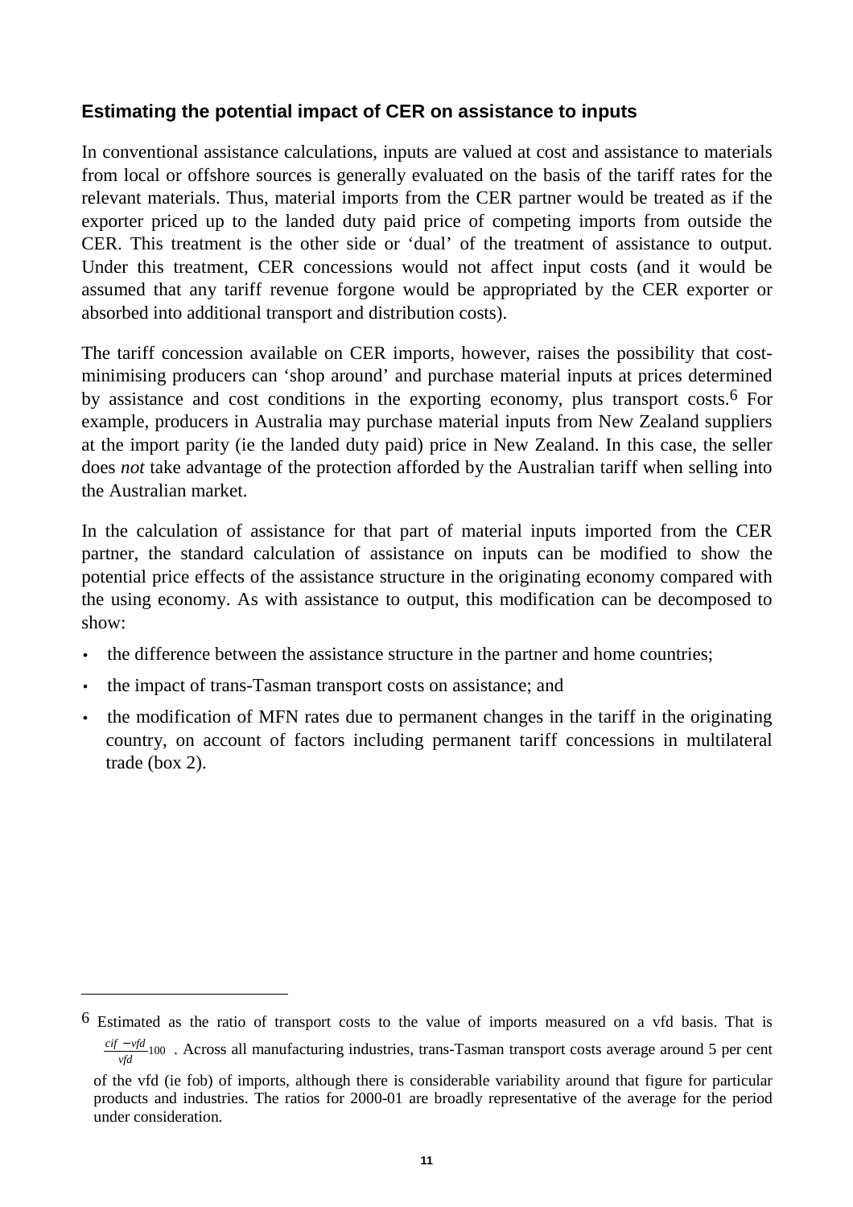### Estimating the potential impact of CER on assistance to inputs

In conventional assistance calculations, inputs are valued at cost and assistance to materials from local or offshore sources is generally evaluated on the basis of the tariff rates for the relevant materials. Thus, material imports from the CER partner would be treated as if the exporter priced up to the landed duty paid price of competing imports from outside the CER. This treatment is the other side or 'dual' of the treatment of assistance to output. Under this treatment, CER concessions would not affect input costs (and it would be assumed that any tariff revenue forgone would be appropriated by the CER exporter or absorbed into additional transport and distribution costs).

The tariff concession available on CER imports, however, raises the possibility that cost-minimising producers can 'shop around' and purchase material inputs at prices determined by assistance and cost conditions in the exporting economy, plus transport costs.[6] For example, producers in Australia may purchase material inputs from New Zealand suppliers at the import parity (ie the landed duty paid) price in New Zealand. In this case, the seller does *not* take advantage of the protection afforded by the Australian tariff when selling into the Australian market.

In the calculation of assistance for that part of material inputs imported from the CER partner, the standard calculation of assistance on inputs can be modified to show the potential price effects of the assistance structure in the originating economy compared with the using economy. As with assistance to output, this modification can be decomposed to show:

- the difference between the assistance structure in the partner and home countries;
- the impact of trans-Tasman transport costs on assistance; and
- the modification of MFN rates due to permanent changes in the tariff in the originating country, on account of factors including permanent tariff concessions in multilateral trade (box 2).

---

[6] Estimated as the ratio of transport costs to the value of imports measured on a vfd basis. That is $\frac{cif - vfd}{vfd}100$ . Across all manufacturing industries, trans-Tasman transport costs average around 5 per cent of the vfd (ie fob) of imports, although there is considerable variability around that figure for particular products and industries. The ratios for 2000-01 are broadly representative of the average for the period under consideration.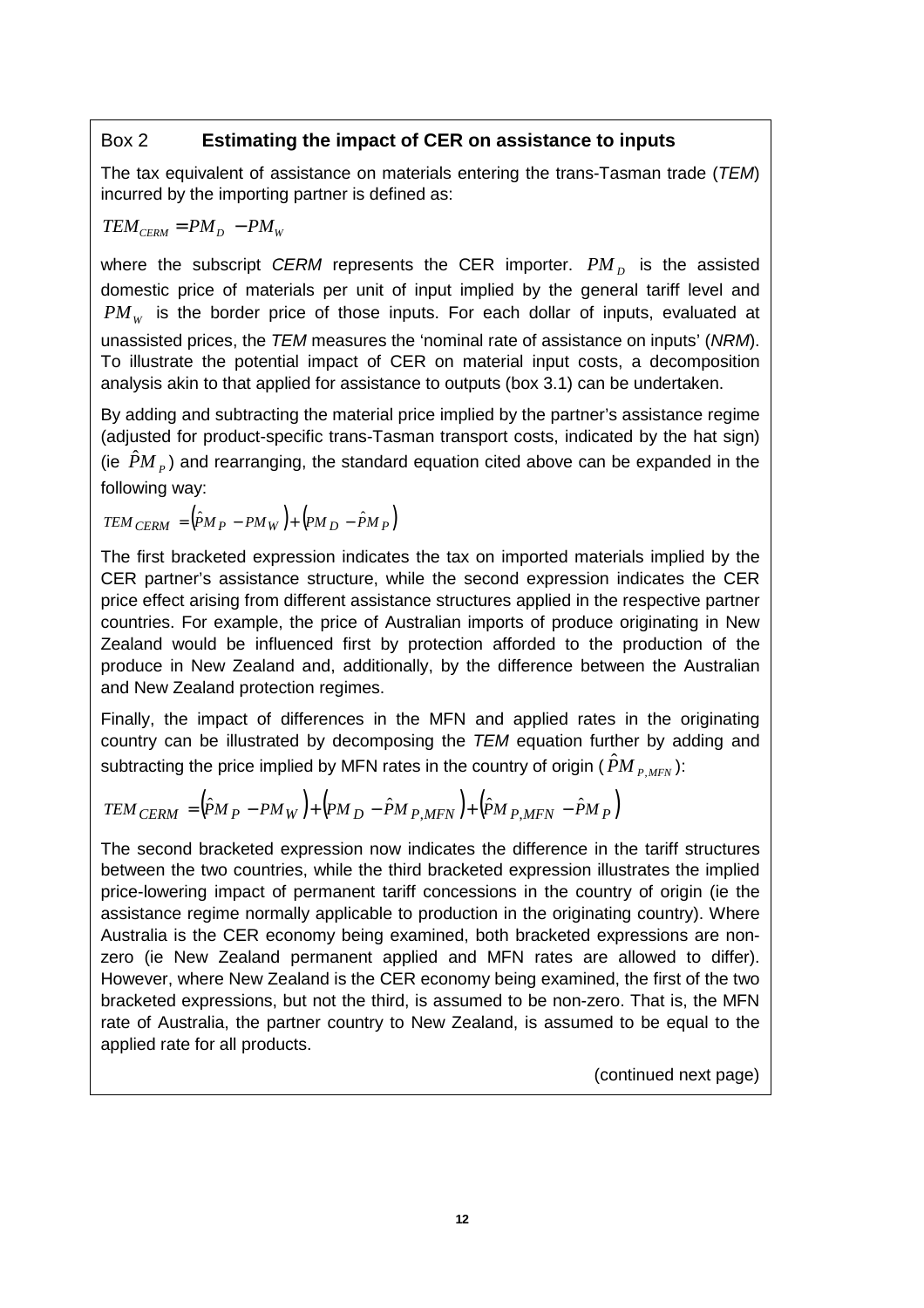### Box 2 **Estimating the impact of CER on assistance to inputs**

The tax equivalent of assistance on materials entering the trans-Tasman trade (*TEM*) incurred by the importing partner is defined as:

$$TEM_{CERM} = PM_D - PM_W$$

where the subscript *CERM* represents the CER importer. $PM_D$ is the assisted domestic price of materials per unit of input implied by the general tariff level and $PM_W$ is the border price of those inputs. For each dollar of inputs, evaluated at unassisted prices, the *TEM* measures the 'nominal rate of assistance on inputs' (*NRM*). To illustrate the potential impact of CER on material input costs, a decomposition analysis akin to that applied for assistance to outputs (box 3.1) can be undertaken.

By adding and subtracting the material price implied by the partner's assistance regime (adjusted for product-specific trans-Tasman transport costs, indicated by the hat sign) (ie $\hat{P}M_P$) and rearranging, the standard equation cited above can be expanded in the following way:

$$TEM_{CERM} = \left(\hat{P}M_P - PM_W\right) + \left(PM_D - \hat{P}M_P\right)$$

The first bracketed expression indicates the tax on imported materials implied by the CER partner's assistance structure, while the second expression indicates the CER price effect arising from different assistance structures applied in the respective partner countries. For example, the price of Australian imports of produce originating in New Zealand would be influenced first by protection afforded to the production of the produce in New Zealand and, additionally, by the difference between the Australian and New Zealand protection regimes.

Finally, the impact of differences in the MFN and applied rates in the originating country can be illustrated by decomposing the *TEM* equation further by adding and subtracting the price implied by MFN rates in the country of origin ($\hat{P}M_{P,MFN}$):

$$TEM_{CERM} = \left(\hat{P}M_P - PM_W\right) + \left(PM_D - \hat{P}M_{P,MFN}\right) + \left(\hat{P}M_{P,MFN} - \hat{P}M_P\right)$$

The second bracketed expression now indicates the difference in the tariff structures between the two countries, while the third bracketed expression illustrates the implied price-lowering impact of permanent tariff concessions in the country of origin (ie the assistance regime normally applicable to production in the originating country). Where Australia is the CER economy being examined, both bracketed expressions are non-zero (ie New Zealand permanent applied and MFN rates are allowed to differ). However, where New Zealand is the CER economy being examined, the first of the two bracketed expressions, but not the third, is assumed to be non-zero. That is, the MFN rate of Australia, the partner country to New Zealand, is assumed to be equal to the applied rate for all products.

(continued next page)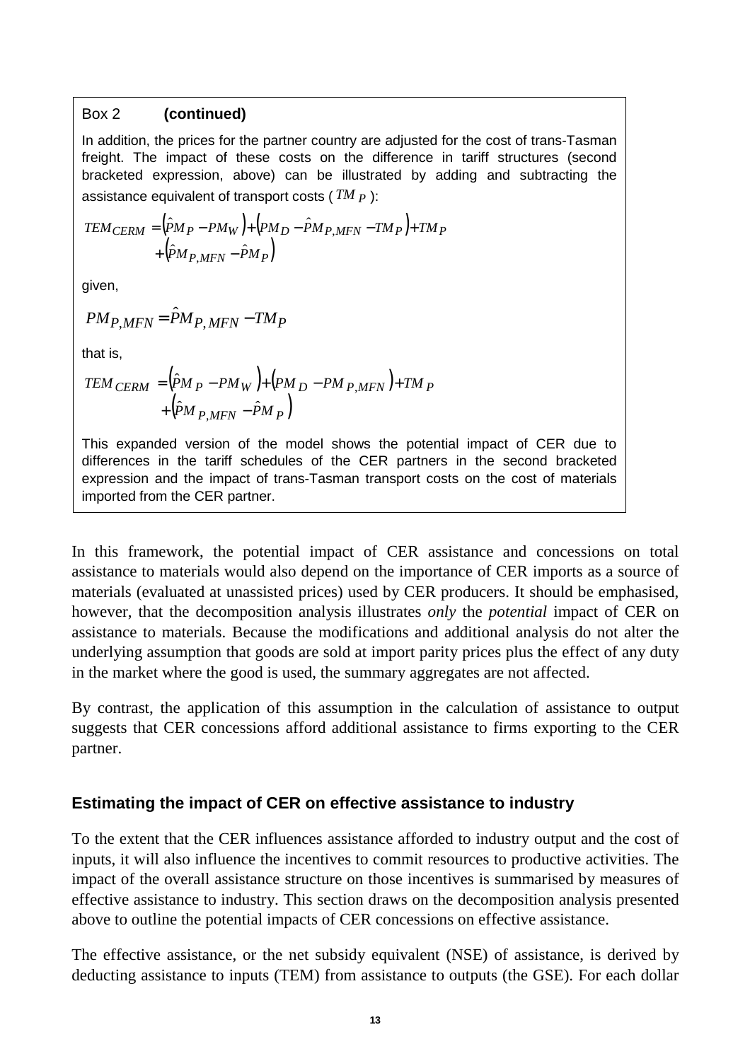Box 2 **(continued)**

In addition, the prices for the partner country are adjusted for the cost of trans-Tasman freight. The impact of these costs on the difference in tariff structures (second bracketed expression, above) can be illustrated by adding and subtracting the assistance equivalent of transport costs ( $TM_P$ ):

$$TEM_{CERM} = \left(\hat{P}M_P - PM_W\right) + \left(PM_D - \hat{P}M_{P,MFN} - TM_P\right) + TM_P + \left(\hat{P}M_{P,MFN} - \hat{P}M_P\right)$$

given,

$$PM_{P,MFN} = \hat{P}M_{P,MFN} - TM_P$$

that is,

$$TEM_{CERM} = \left(\hat{P}M_P - PM_W\right) + \left(PM_D - PM_{P,MFN}\right) + TM_P + \left(\hat{P}M_{P,MFN} - \hat{P}M_P\right)$$

This expanded version of the model shows the potential impact of CER due to differences in the tariff schedules of the CER partners in the second bracketed expression and the impact of trans-Tasman transport costs on the cost of materials imported from the CER partner.

In this framework, the potential impact of CER assistance and concessions on total assistance to materials would also depend on the importance of CER imports as a source of materials (evaluated at unassisted prices) used by CER producers. It should be emphasised, however, that the decomposition analysis illustrates *only* the *potential* impact of CER on assistance to materials. Because the modifications and additional analysis do not alter the underlying assumption that goods are sold at import parity prices plus the effect of any duty in the market where the good is used, the summary aggregates are not affected.

By contrast, the application of this assumption in the calculation of assistance to output suggests that CER concessions afford additional assistance to firms exporting to the CER partner.

## Estimating the impact of CER on effective assistance to industry

To the extent that the CER influences assistance afforded to industry output and the cost of inputs, it will also influence the incentives to commit resources to productive activities. The impact of the overall assistance structure on those incentives is summarised by measures of effective assistance to industry. This section draws on the decomposition analysis presented above to outline the potential impacts of CER concessions on effective assistance.

The effective assistance, or the net subsidy equivalent (NSE) of assistance, is derived by deducting assistance to inputs (TEM) from assistance to outputs (the GSE). For each dollar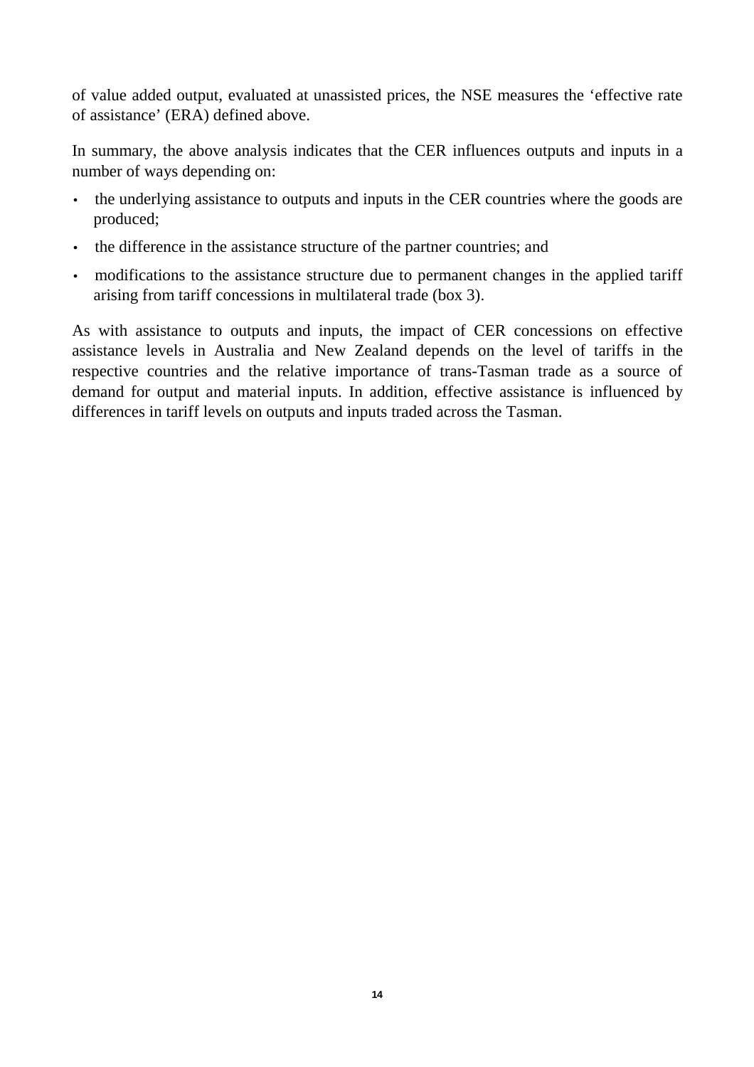of value added output, evaluated at unassisted prices, the NSE measures the 'effective rate of assistance' (ERA) defined above.

In summary, the above analysis indicates that the CER influences outputs and inputs in a number of ways depending on:

- the underlying assistance to outputs and inputs in the CER countries where the goods are produced;
- the difference in the assistance structure of the partner countries; and
- modifications to the assistance structure due to permanent changes in the applied tariff arising from tariff concessions in multilateral trade (box 3).

As with assistance to outputs and inputs, the impact of CER concessions on effective assistance levels in Australia and New Zealand depends on the level of tariffs in the respective countries and the relative importance of trans-Tasman trade as a source of demand for output and material inputs. In addition, effective assistance is influenced by differences in tariff levels on outputs and inputs traded across the Tasman.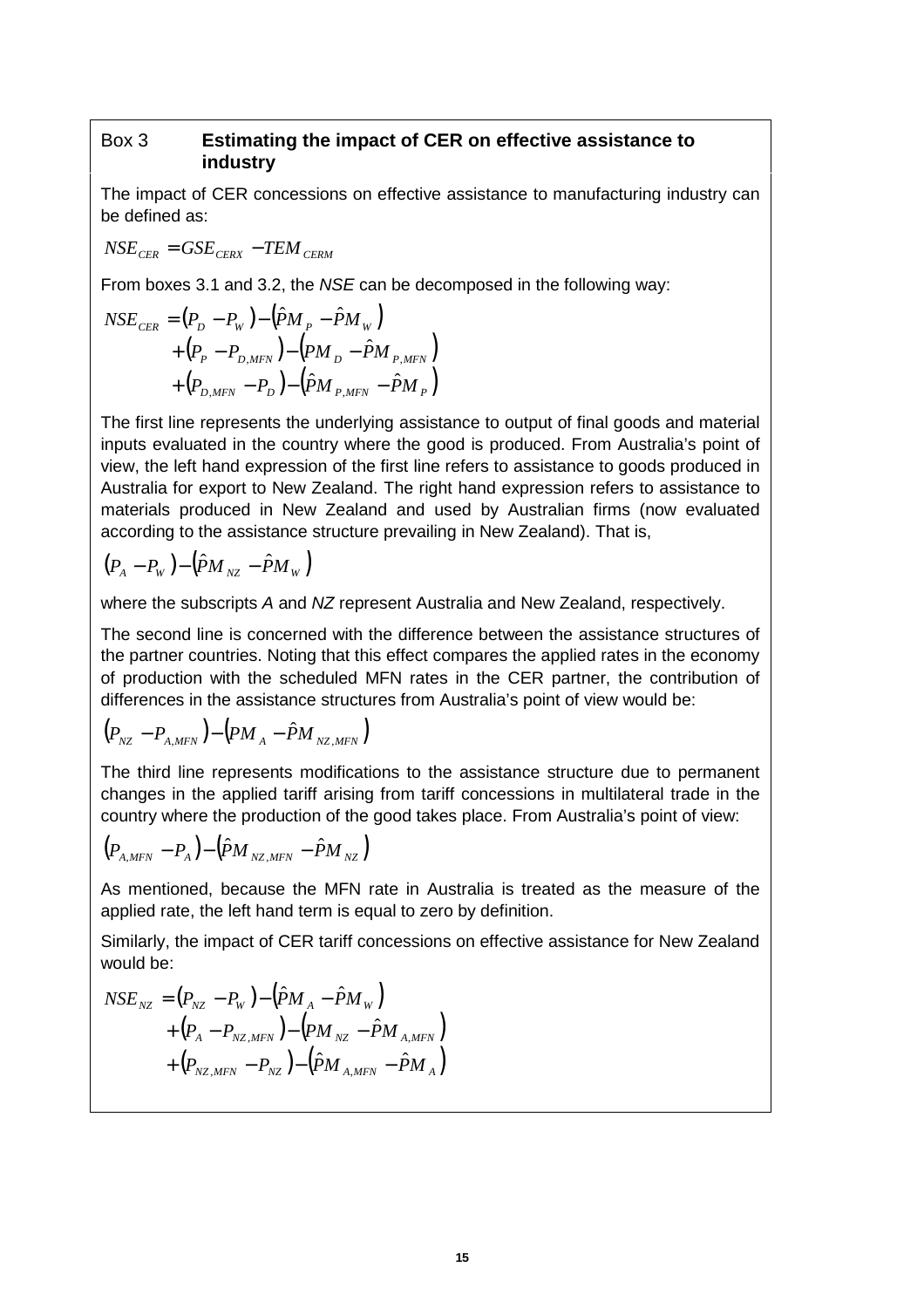## Box 3 **Estimating the impact of CER on effective assistance to industry**

The impact of CER concessions on effective assistance to manufacturing industry can be defined as:

$$NSE_{CER} = GSE_{CERX} - TEM_{CERM}$$

From boxes 3.1 and 3.2, the *NSE* can be decomposed in the following way:

$$\begin{aligned} NSE_{CER} &= \left(P_D - P_W\right) - \left(\hat{P}M_P - \hat{P}M_W\right) \\ &+ \left(P_P - P_{D,MFN}\right) - \left(PM_D - \hat{P}M_{P,MFN}\right) \\ &+ \left(P_{D,MFN} - P_D\right) - \left(\hat{P}M_{P,MFN} - \hat{P}M_P\right) \end{aligned}$$

The first line represents the underlying assistance to output of final goods and material inputs evaluated in the country where the good is produced. From Australia's point of view, the left hand expression of the first line refers to assistance to goods produced in Australia for export to New Zealand. The right hand expression refers to assistance to materials produced in New Zealand and used by Australian firms (now evaluated according to the assistance structure prevailing in New Zealand). That is,

$$\left(P_A - P_W\right) - \left(\hat{P}M_{NZ} - \hat{P}M_W\right)$$

where the subscripts *A* and *NZ* represent Australia and New Zealand, respectively.

The second line is concerned with the difference between the assistance structures of the partner countries. Noting that this effect compares the applied rates in the economy of production with the scheduled MFN rates in the CER partner, the contribution of differences in the assistance structures from Australia's point of view would be:

$$\left(P_{NZ} - P_{A,MFN}\right) - \left(PM_A - \hat{P}M_{NZ,MFN}\right)$$

The third line represents modifications to the assistance structure due to permanent changes in the applied tariff arising from tariff concessions in multilateral trade in the country where the production of the good takes place. From Australia's point of view:

$$\left(P_{A,MFN} - P_A\right) - \left(\hat{P}M_{NZ,MFN} - \hat{P}M_{NZ}\right)$$

As mentioned, because the MFN rate in Australia is treated as the measure of the applied rate, the left hand term is equal to zero by definition.

Similarly, the impact of CER tariff concessions on effective assistance for New Zealand would be:

$$\begin{aligned} NSE_{NZ} &= \left(P_{NZ} - P_W\right) - \left(\hat{P}M_A - \hat{P}M_W\right) \\ &+ \left(P_A - P_{NZ,MFN}\right) - \left(PM_{NZ} - \hat{P}M_{A,MFN}\right) \\ &+ \left(P_{NZ,MFN} - P_{NZ}\right) - \left(\hat{P}M_{A,MFN} - \hat{P}M_A\right) \end{aligned}$$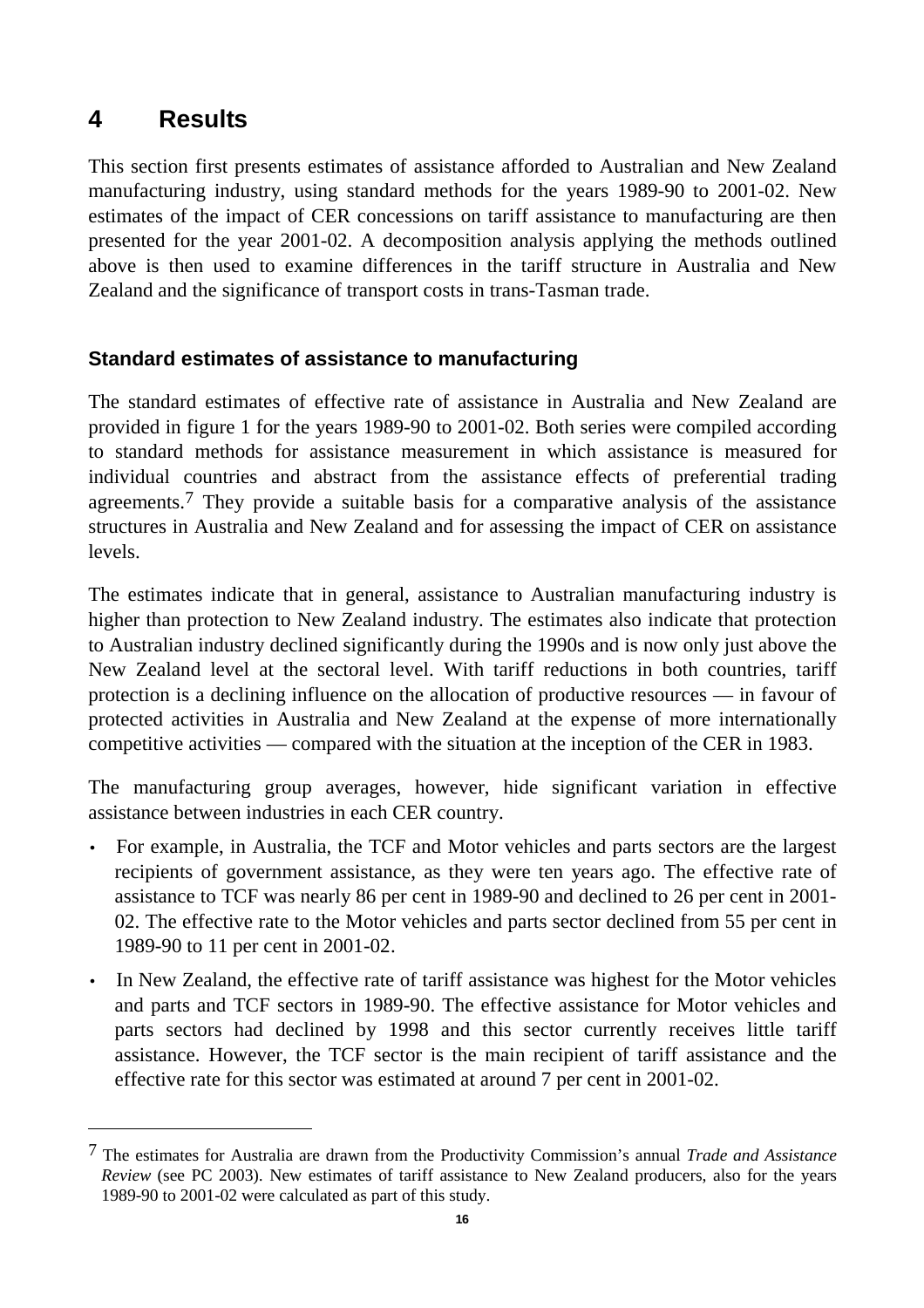# 4 Results

This section first presents estimates of assistance afforded to Australian and New Zealand manufacturing industry, using standard methods for the years 1989-90 to 2001-02. New estimates of the impact of CER concessions on tariff assistance to manufacturing are then presented for the year 2001-02. A decomposition analysis applying the methods outlined above is then used to examine differences in the tariff structure in Australia and New Zealand and the significance of transport costs in trans-Tasman trade.

## Standard estimates of assistance to manufacturing

The standard estimates of effective rate of assistance in Australia and New Zealand are provided in figure 1 for the years 1989-90 to 2001-02. Both series were compiled according to standard methods for assistance measurement in which assistance is measured for individual countries and abstract from the assistance effects of preferential trading agreements.[7] They provide a suitable basis for a comparative analysis of the assistance structures in Australia and New Zealand and for assessing the impact of CER on assistance levels.

The estimates indicate that in general, assistance to Australian manufacturing industry is higher than protection to New Zealand industry. The estimates also indicate that protection to Australian industry declined significantly during the 1990s and is now only just above the New Zealand level at the sectoral level. With tariff reductions in both countries, tariff protection is a declining influence on the allocation of productive resources — in favour of protected activities in Australia and New Zealand at the expense of more internationally competitive activities — compared with the situation at the inception of the CER in 1983.

The manufacturing group averages, however, hide significant variation in effective assistance between industries in each CER country.

- For example, in Australia, the TCF and Motor vehicles and parts sectors are the largest recipients of government assistance, as they were ten years ago. The effective rate of assistance to TCF was nearly 86 per cent in 1989-90 and declined to 26 per cent in 2001-02. The effective rate to the Motor vehicles and parts sector declined from 55 per cent in 1989-90 to 11 per cent in 2001-02.
- In New Zealand, the effective rate of tariff assistance was highest for the Motor vehicles and parts and TCF sectors in 1989-90. The effective assistance for Motor vehicles and parts sectors had declined by 1998 and this sector currently receives little tariff assistance. However, the TCF sector is the main recipient of tariff assistance and the effective rate for this sector was estimated at around 7 per cent in 2001-02.

---

[7] The estimates for Australia are drawn from the Productivity Commission's annual *Trade and Assistance Review* (see PC 2003). New estimates of tariff assistance to New Zealand producers, also for the years 1989-90 to 2001-02 were calculated as part of this study.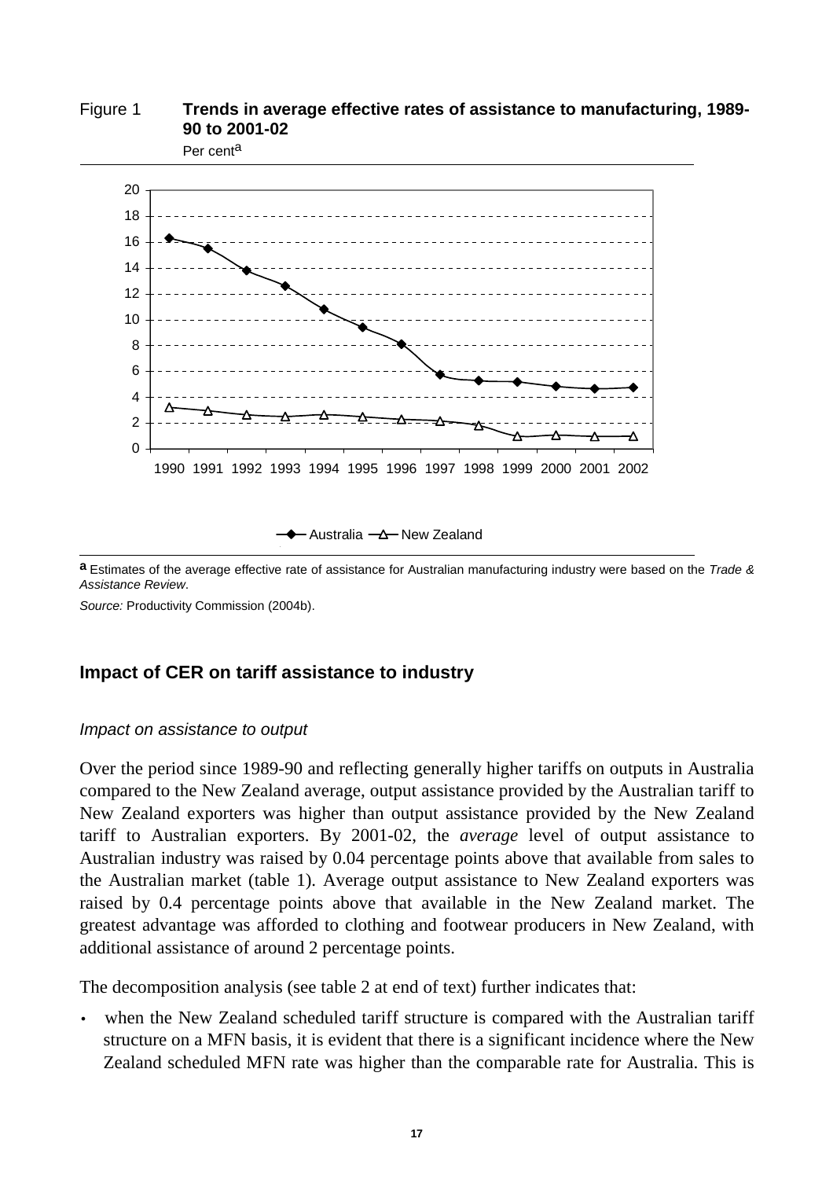Figure 1 **Trends in average effective rates of assistance to manufacturing, 1989-90 to 2001-02**

Per cent[a]

[a] Estimates of the average effective rate of assistance for Australian manufacturing industry were based on the *Trade & Assistance Review*.

*Source:* Productivity Commission (2004b).

## Impact of CER on tariff assistance to industry

### *Impact on assistance to output*

Over the period since 1989-90 and reflecting generally higher tariffs on outputs in Australia compared to the New Zealand average, output assistance provided by the Australian tariff to New Zealand exporters was higher than output assistance provided by the New Zealand tariff to Australian exporters. By 2001-02, the *average* level of output assistance to Australian industry was raised by 0.04 percentage points above that available from sales to the Australian market (table 1). Average output assistance to New Zealand exporters was raised by 0.4 percentage points above that available in the New Zealand market. The greatest advantage was afforded to clothing and footwear producers in New Zealand, with additional assistance of around 2 percentage points.

The decomposition analysis (see table 2 at end of text) further indicates that:

- when the New Zealand scheduled tariff structure is compared with the Australian tariff structure on a MFN basis, it is evident that there is a significant incidence where the New Zealand scheduled MFN rate was higher than the comparable rate for Australia. This is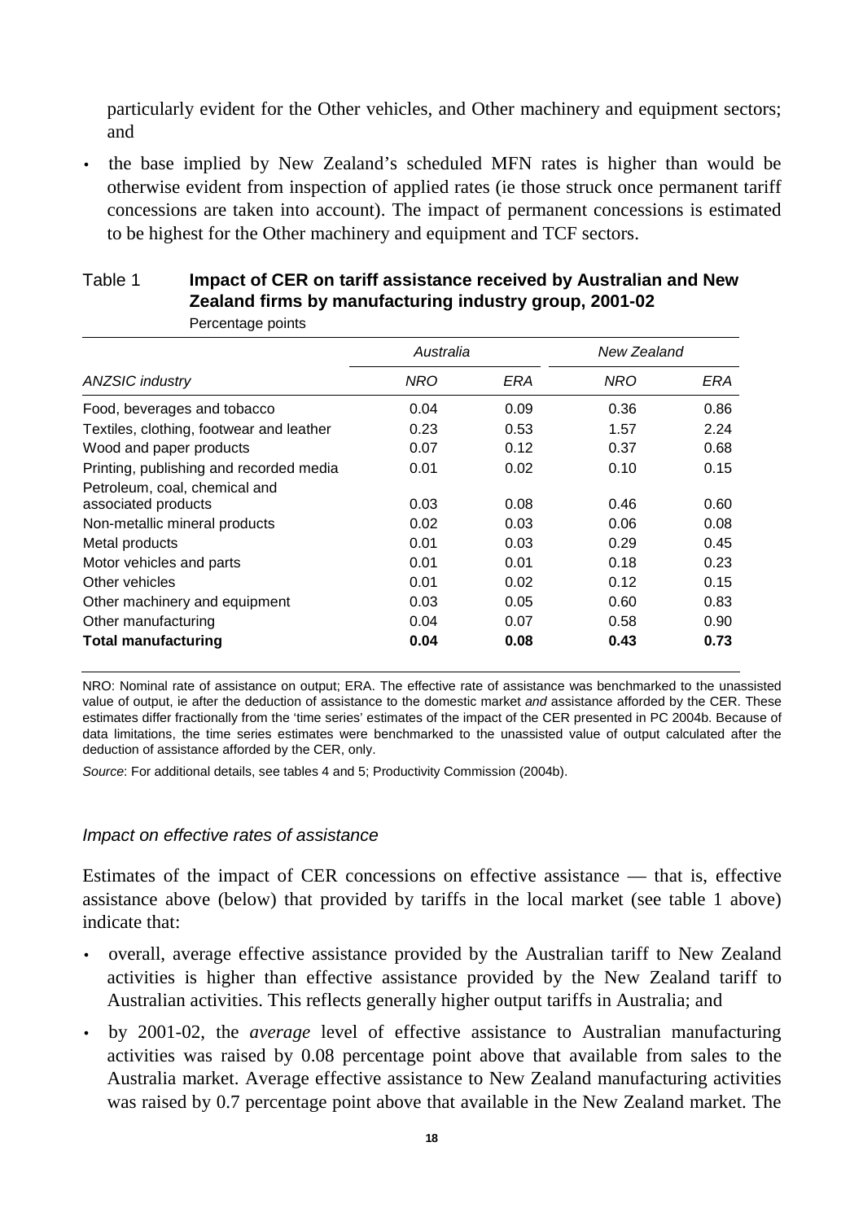particularly evident for the Other vehicles, and Other machinery and equipment sectors; and

- the base implied by New Zealand's scheduled MFN rates is higher than would be otherwise evident from inspection of applied rates (ie those struck once permanent tariff concessions are taken into account). The impact of permanent concessions is estimated to be highest for the Other machinery and equipment and TCF sectors.

Table 1 **Impact of CER on tariff assistance received by Australian and New Zealand firms by manufacturing industry group, 2001-02**

Percentage points

| | *Australia* | | *New Zealand* | |
|---|---|---|---|---|
| *ANZSIC industry* | *NRO* | *ERA* | *NRO* | *ERA* |
| Food, beverages and tobacco | 0.04 | 0.09 | 0.36 | 0.86 |
| Textiles, clothing, footwear and leather | 0.23 | 0.53 | 1.57 | 2.24 |
| Wood and paper products | 0.07 | 0.12 | 0.37 | 0.68 |
| Printing, publishing and recorded media | 0.01 | 0.02 | 0.10 | 0.15 |
| Petroleum, coal, chemical and associated products | 0.03 | 0.08 | 0.46 | 0.60 |
| Non-metallic mineral products | 0.02 | 0.03 | 0.06 | 0.08 |
| Metal products | 0.01 | 0.03 | 0.29 | 0.45 |
| Motor vehicles and parts | 0.01 | 0.01 | 0.18 | 0.23 |
| Other vehicles | 0.01 | 0.02 | 0.12 | 0.15 |
| Other machinery and equipment | 0.03 | 0.05 | 0.60 | 0.83 |
| Other manufacturing | 0.04 | 0.07 | 0.58 | 0.90 |
| **Total manufacturing** | **0.04** | **0.08** | **0.43** | **0.73** |

NRO: Nominal rate of assistance on output; ERA. The effective rate of assistance was benchmarked to the unassisted value of output, ie after the deduction of assistance to the domestic market *and* assistance afforded by the CER. These estimates differ fractionally from the 'time series' estimates of the impact of the CER presented in PC 2004b. Because of data limitations, the time series estimates were benchmarked to the unassisted value of output calculated after the deduction of assistance afforded by the CER, only.

*Source*: For additional details, see tables 4 and 5; Productivity Commission (2004b).

### *Impact on effective rates of assistance*

Estimates of the impact of CER concessions on effective assistance — that is, effective assistance above (below) that provided by tariffs in the local market (see table 1 above) indicate that:

- overall, average effective assistance provided by the Australian tariff to New Zealand activities is higher than effective assistance provided by the New Zealand tariff to Australian activities. This reflects generally higher output tariffs in Australia; and
- by 2001-02, the *average* level of effective assistance to Australian manufacturing activities was raised by 0.08 percentage point above that available from sales to the Australia market. Average effective assistance to New Zealand manufacturing activities was raised by 0.7 percentage point above that available in the New Zealand market. The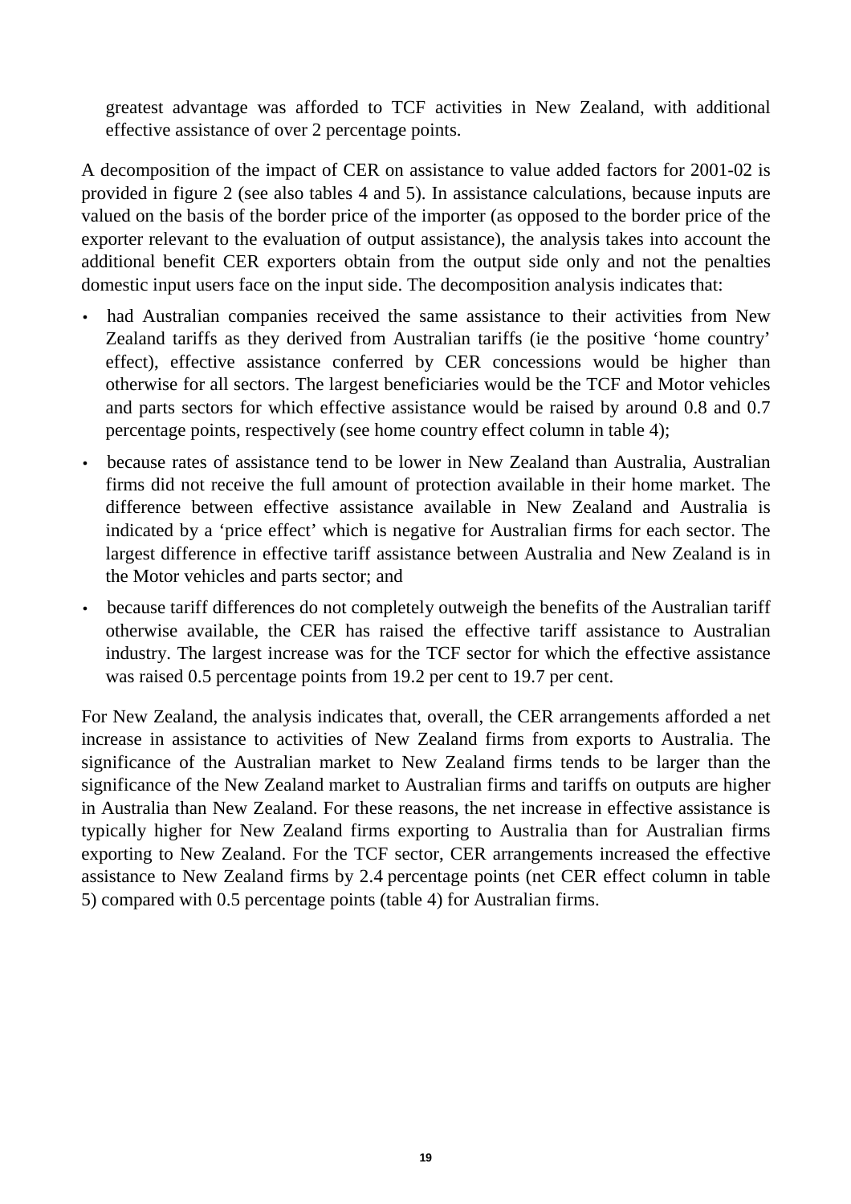greatest advantage was afforded to TCF activities in New Zealand, with additional effective assistance of over 2 percentage points.

A decomposition of the impact of CER on assistance to value added factors for 2001-02 is provided in figure 2 (see also tables 4 and 5). In assistance calculations, because inputs are valued on the basis of the border price of the importer (as opposed to the border price of the exporter relevant to the evaluation of output assistance), the analysis takes into account the additional benefit CER exporters obtain from the output side only and not the penalties domestic input users face on the input side. The decomposition analysis indicates that:

- had Australian companies received the same assistance to their activities from New Zealand tariffs as they derived from Australian tariffs (ie the positive 'home country' effect), effective assistance conferred by CER concessions would be higher than otherwise for all sectors. The largest beneficiaries would be the TCF and Motor vehicles and parts sectors for which effective assistance would be raised by around 0.8 and 0.7 percentage points, respectively (see home country effect column in table 4);
- because rates of assistance tend to be lower in New Zealand than Australia, Australian firms did not receive the full amount of protection available in their home market. The difference between effective assistance available in New Zealand and Australia is indicated by a 'price effect' which is negative for Australian firms for each sector. The largest difference in effective tariff assistance between Australia and New Zealand is in the Motor vehicles and parts sector; and
- because tariff differences do not completely outweigh the benefits of the Australian tariff otherwise available, the CER has raised the effective tariff assistance to Australian industry. The largest increase was for the TCF sector for which the effective assistance was raised 0.5 percentage points from 19.2 per cent to 19.7 per cent.

For New Zealand, the analysis indicates that, overall, the CER arrangements afforded a net increase in assistance to activities of New Zealand firms from exports to Australia. The significance of the Australian market to New Zealand firms tends to be larger than the significance of the New Zealand market to Australian firms and tariffs on outputs are higher in Australia than New Zealand. For these reasons, the net increase in effective assistance is typically higher for New Zealand firms exporting to Australia than for Australian firms exporting to New Zealand. For the TCF sector, CER arrangements increased the effective assistance to New Zealand firms by 2.4 percentage points (net CER effect column in table 5) compared with 0.5 percentage points (table 4) for Australian firms.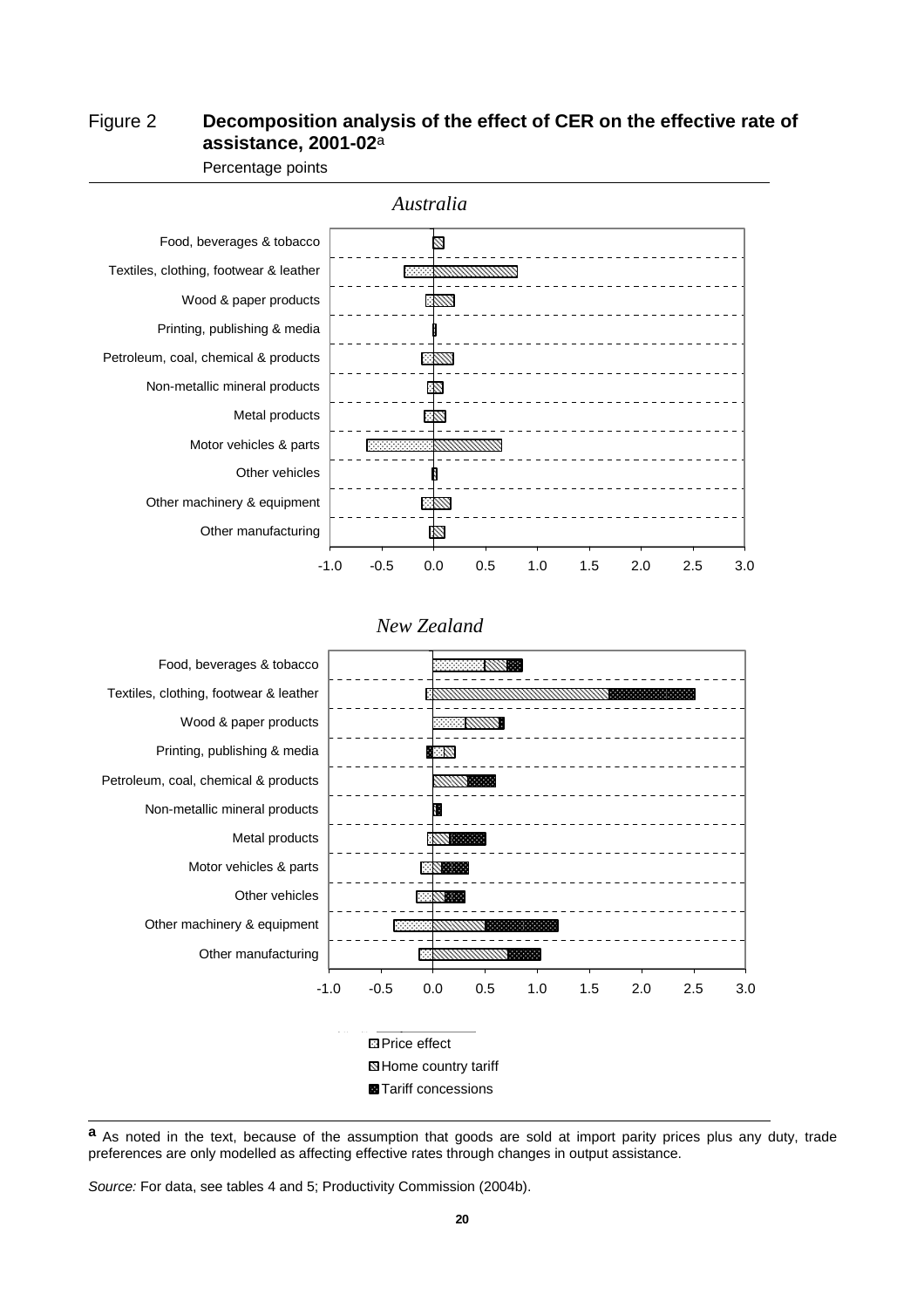Figure 2 **Decomposition analysis of the effect of CER on the effective rate of assistance, 2001-02**[a]

Percentage points

*Australia*

*New Zealand*

Price effect
Home country tariff
Tariff concessions

**a** As noted in the text, because of the assumption that goods are sold at import parity prices plus any duty, trade preferences are only modelled as affecting effective rates through changes in output assistance.

*Source:* For data, see tables 4 and 5; Productivity Commission (2004b).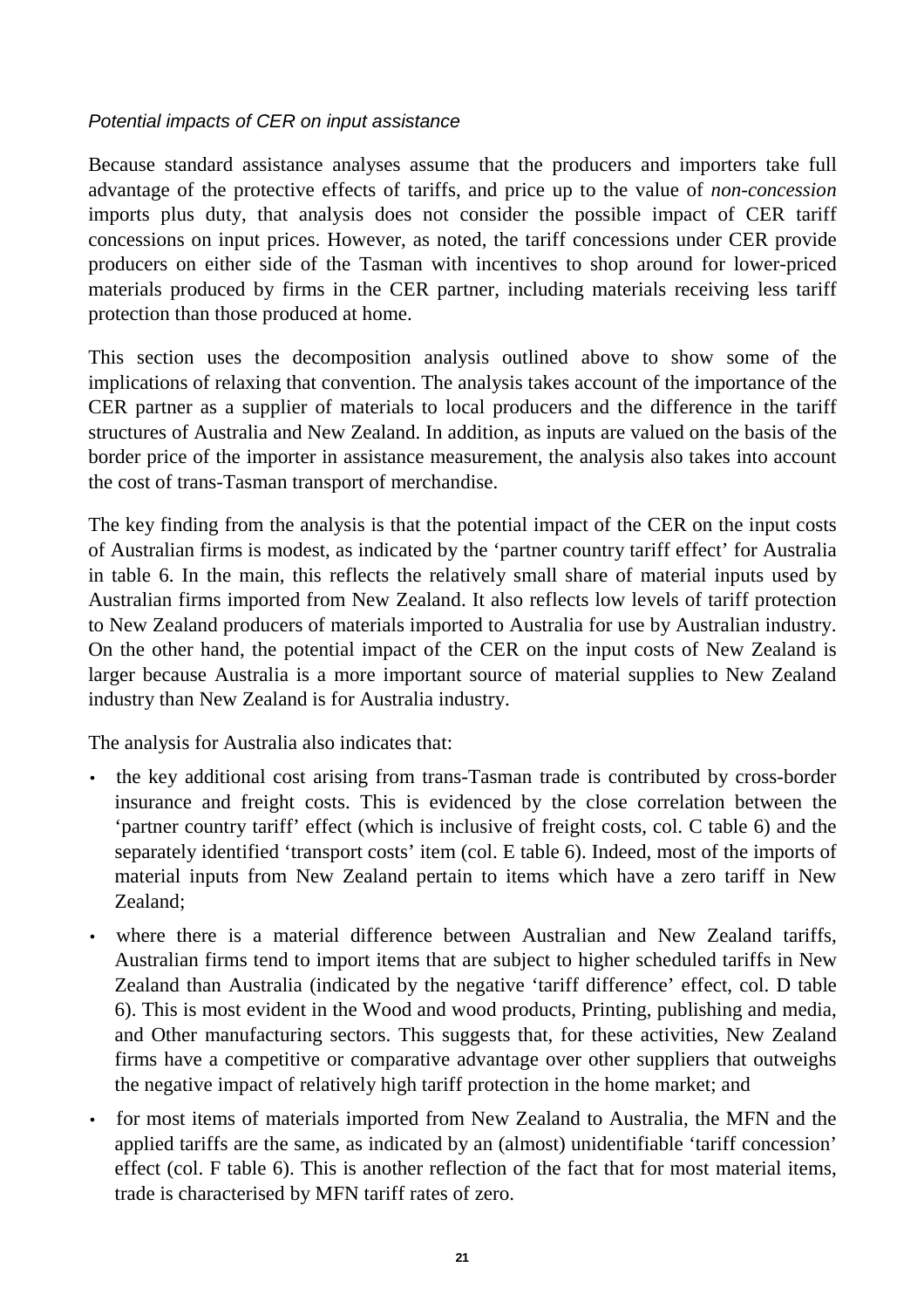*Potential impacts of CER on input assistance*

Because standard assistance analyses assume that the producers and importers take full advantage of the protective effects of tariffs, and price up to the value of *non-concession* imports plus duty, that analysis does not consider the possible impact of CER tariff concessions on input prices. However, as noted, the tariff concessions under CER provide producers on either side of the Tasman with incentives to shop around for lower-priced materials produced by firms in the CER partner, including materials receiving less tariff protection than those produced at home.

This section uses the decomposition analysis outlined above to show some of the implications of relaxing that convention. The analysis takes account of the importance of the CER partner as a supplier of materials to local producers and the difference in the tariff structures of Australia and New Zealand. In addition, as inputs are valued on the basis of the border price of the importer in assistance measurement, the analysis also takes into account the cost of trans-Tasman transport of merchandise.

The key finding from the analysis is that the potential impact of the CER on the input costs of Australian firms is modest, as indicated by the 'partner country tariff effect' for Australia in table 6. In the main, this reflects the relatively small share of material inputs used by Australian firms imported from New Zealand. It also reflects low levels of tariff protection to New Zealand producers of materials imported to Australia for use by Australian industry. On the other hand, the potential impact of the CER on the input costs of New Zealand is larger because Australia is a more important source of material supplies to New Zealand industry than New Zealand is for Australia industry.

The analysis for Australia also indicates that:

- the key additional cost arising from trans-Tasman trade is contributed by cross-border insurance and freight costs. This is evidenced by the close correlation between the 'partner country tariff' effect (which is inclusive of freight costs, col. C table 6) and the separately identified 'transport costs' item (col. E table 6). Indeed, most of the imports of material inputs from New Zealand pertain to items which have a zero tariff in New Zealand;
- where there is a material difference between Australian and New Zealand tariffs, Australian firms tend to import items that are subject to higher scheduled tariffs in New Zealand than Australia (indicated by the negative 'tariff difference' effect, col. D table 6). This is most evident in the Wood and wood products, Printing, publishing and media, and Other manufacturing sectors. This suggests that, for these activities, New Zealand firms have a competitive or comparative advantage over other suppliers that outweighs the negative impact of relatively high tariff protection in the home market; and
- for most items of materials imported from New Zealand to Australia, the MFN and the applied tariffs are the same, as indicated by an (almost) unidentifiable 'tariff concession' effect (col. F table 6). This is another reflection of the fact that for most material items, trade is characterised by MFN tariff rates of zero.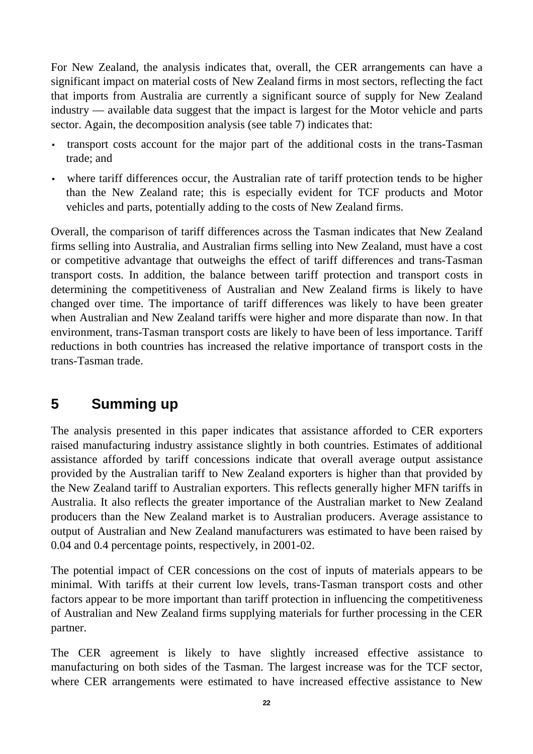For New Zealand, the analysis indicates that, overall, the CER arrangements can have a significant impact on material costs of New Zealand firms in most sectors, reflecting the fact that imports from Australia are currently a significant source of supply for New Zealand industry — available data suggest that the impact is largest for the Motor vehicle and parts sector. Again, the decomposition analysis (see table 7) indicates that:

- transport costs account for the major part of the additional costs in the trans-Tasman trade; and
- where tariff differences occur, the Australian rate of tariff protection tends to be higher than the New Zealand rate; this is especially evident for TCF products and Motor vehicles and parts, potentially adding to the costs of New Zealand firms.

Overall, the comparison of tariff differences across the Tasman indicates that New Zealand firms selling into Australia, and Australian firms selling into New Zealand, must have a cost or competitive advantage that outweighs the effect of tariff differences and trans-Tasman transport costs. In addition, the balance between tariff protection and transport costs in determining the competitiveness of Australian and New Zealand firms is likely to have changed over time. The importance of tariff differences was likely to have been greater when Australian and New Zealand tariffs were higher and more disparate than now. In that environment, trans-Tasman transport costs are likely to have been of less importance. Tariff reductions in both countries has increased the relative importance of transport costs in the trans-Tasman trade.

## 5 Summing up

The analysis presented in this paper indicates that assistance afforded to CER exporters raised manufacturing industry assistance slightly in both countries. Estimates of additional assistance afforded by tariff concessions indicate that overall average output assistance provided by the Australian tariff to New Zealand exporters is higher than that provided by the New Zealand tariff to Australian exporters. This reflects generally higher MFN tariffs in Australia. It also reflects the greater importance of the Australian market to New Zealand producers than the New Zealand market is to Australian producers. Average assistance to output of Australian and New Zealand manufacturers was estimated to have been raised by 0.04 and 0.4 percentage points, respectively, in 2001-02.

The potential impact of CER concessions on the cost of inputs of materials appears to be minimal. With tariffs at their current low levels, trans-Tasman transport costs and other factors appear to be more important than tariff protection in influencing the competitiveness of Australian and New Zealand firms supplying materials for further processing in the CER partner.

The CER agreement is likely to have slightly increased effective assistance to manufacturing on both sides of the Tasman. The largest increase was for the TCF sector, where CER arrangements were estimated to have increased effective assistance to New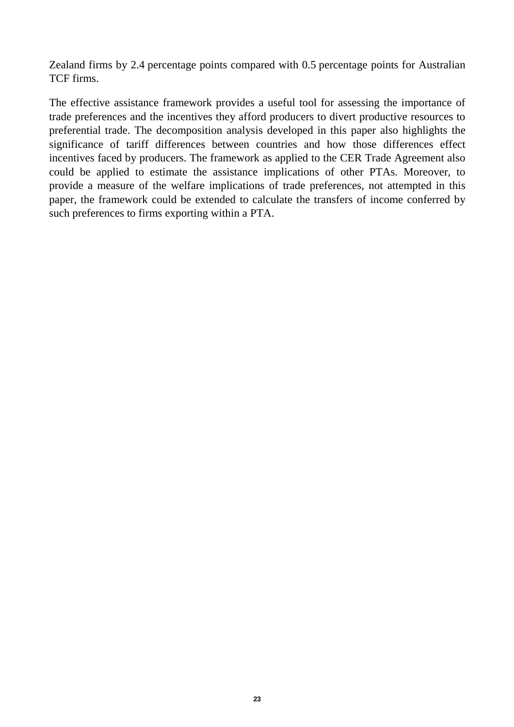Zealand firms by 2.4 percentage points compared with 0.5 percentage points for Australian TCF firms.

The effective assistance framework provides a useful tool for assessing the importance of trade preferences and the incentives they afford producers to divert productive resources to preferential trade. The decomposition analysis developed in this paper also highlights the significance of tariff differences between countries and how those differences effect incentives faced by producers. The framework as applied to the CER Trade Agreement also could be applied to estimate the assistance implications of other PTAs. Moreover, to provide a measure of the welfare implications of trade preferences, not attempted in this paper, the framework could be extended to calculate the transfers of income conferred by such preferences to firms exporting within a PTA.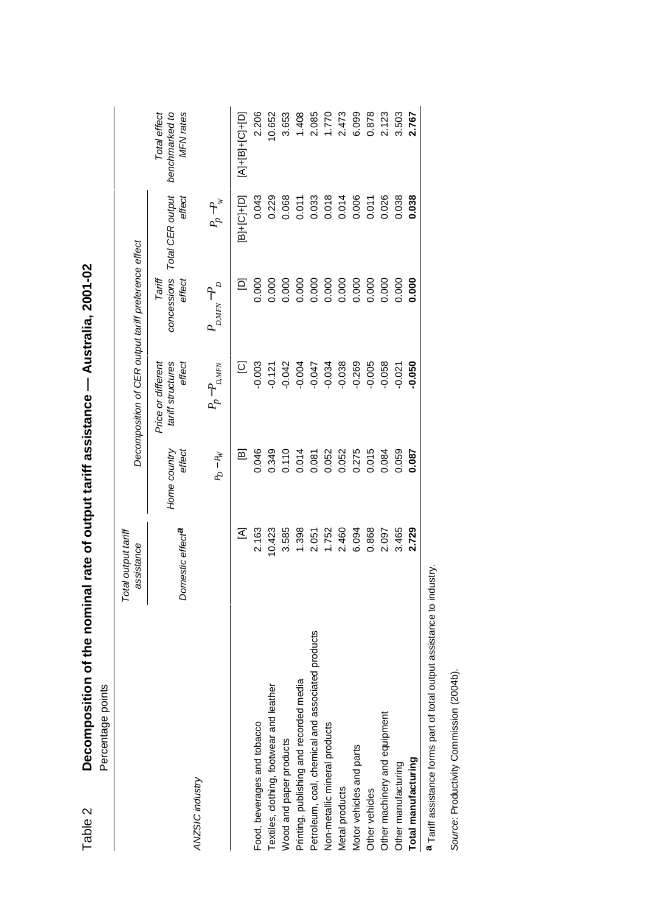# Table 2 Decomposition of the nominal rate of output tariff assistance — Australia, 2001-02

Percentage points

| ANZSIC industry | Total output tariff assistance | Decomposition of CER output tariff preference effect | | | | Total effect benchmarked to MFN rates |
|---|---|---|---|---|---|---|
| | Domestic effect[a] | Home country effect | Price or different tariff structures effect | Tariff concessions effect | Total CER output effect | |
| | | $P_D - P_W$ | $P_P - P_{D,MFN}$ | $P_{D,MFN} - P_D$ | $P_P - P_W$ | |
| | [A] | [B] | [C] | [D] | [B]+[C]+[D] | [A]+[B]+[C]+[D] |
| Food, beverages and tobacco | 2.163 | 0.046 | -0.003 | 0.000 | 0.043 | 2.206 |
| Textiles, clothing, footwear and leather | 10.423 | 0.349 | -0.121 | 0.000 | 0.229 | 10.652 |
| Wood and paper products | 3.585 | 0.110 | -0.042 | 0.000 | 0.068 | 3.653 |
| Printing, publishing and recorded media | 1.398 | 0.014 | -0.004 | 0.000 | 0.011 | 1.408 |
| Petroleum, coal, chemical and associated products | 2.051 | 0.081 | -0.047 | 0.000 | 0.033 | 2.085 |
| Non-metallic mineral products | 1.752 | 0.052 | -0.034 | 0.000 | 0.018 | 1.770 |
| Metal products | 2.460 | 0.052 | -0.038 | 0.000 | 0.014 | 2.473 |
| Motor vehicles and parts | 6.094 | 0.275 | -0.269 | 0.000 | 0.006 | 6.099 |
| Other vehicles | 0.868 | 0.015 | -0.005 | 0.000 | 0.011 | 0.878 |
| Other machinery and equipment | 2.097 | 0.084 | -0.058 | 0.000 | 0.026 | 2.123 |
| Other manufacturing | 3.465 | 0.059 | -0.021 | 0.000 | 0.038 | 3.503 |
| **Total manufacturing** | **2.729** | **0.087** | **-0.050** | **0.000** | **0.038** | **2.767** |

[a] Tariff assistance forms part of total output assistance to industry.

*Source*: Productivity Commission (2004b).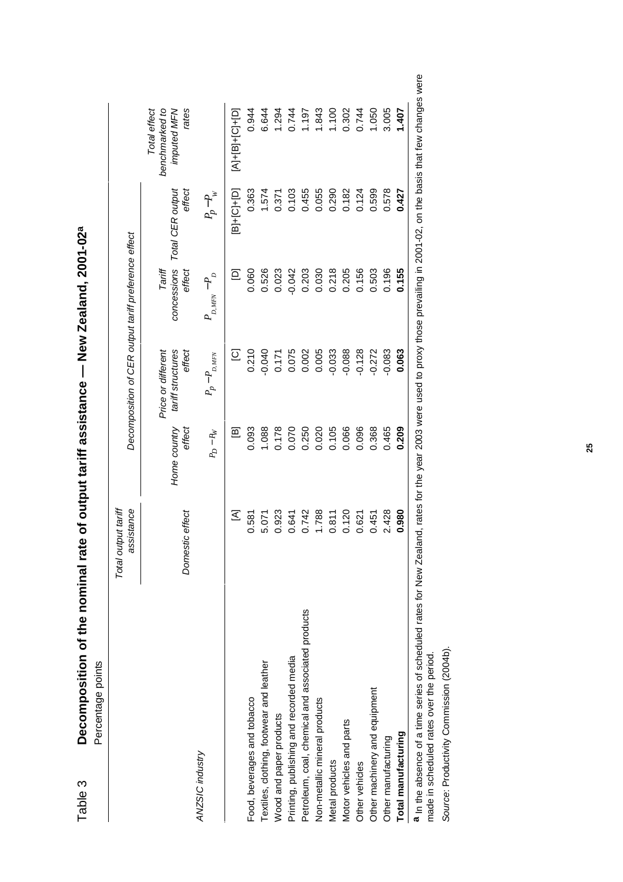## Table 3 Decomposition of the nominal rate of output tariff assistance — New Zealand, 2001-02[a]

Percentage points

| ANZSIC industry | Total output tariff assistance | Decomposition of CER output tariff preference effect | | | | Total effect benchmarked to imputed MFN rates |
|---|---|---|---|---|---|---|
| | Domestic effect | Home country effect | Price or different tariff structures effect | Tariff concessions effect | Total CER output effect | |
| | | $P_D - P_W$ | $P_P - P_{D,MFN}$ | $P_{D,MFN} - P_D$ | $P_P - P_W$ | |
| | [A] | [B] | [C] | [D] | [B]+[C]+[D] | [A]+[B]+[C]+[D] |
| Food, beverages and tobacco | 0.581 | 0.093 | 0.210 | 0.060 | 0.363 | 0.944 |
| Textiles, clothing, footwear and leather | 5.071 | 1.088 | -0.040 | 0.526 | 1.574 | 6.644 |
| Wood and paper products | 0.923 | 0.178 | 0.171 | 0.023 | 0.371 | 1.294 |
| Printing, publishing and recorded media | 0.641 | 0.070 | 0.075 | -0.042 | 0.103 | 0.744 |
| Petroleum, coal, chemical and associated products | 0.742 | 0.250 | 0.002 | 0.203 | 0.455 | 1.197 |
| Non-metallic mineral products | 1.788 | 0.020 | 0.005 | 0.030 | 0.055 | 1.843 |
| Metal products | 0.811 | 0.105 | -0.033 | 0.218 | 0.290 | 1.100 |
| Motor vehicles and parts | 0.120 | 0.066 | -0.088 | 0.205 | 0.182 | 0.302 |
| Other vehicles | 0.621 | 0.096 | -0.128 | 0.156 | 0.124 | 0.744 |
| Other machinery and equipment | 0.451 | 0.368 | -0.272 | 0.503 | 0.599 | 1.050 |
| Other manufacturing | 2.428 | 0.465 | -0.083 | 0.196 | 0.578 | 3.005 |
| **Total manufacturing** | **0.980** | **0.209** | **0.063** | **0.155** | **0.427** | **1.407** |

[a] In the absence of a time series of scheduled rates for New Zealand, rates for the year 2003 were used to proxy those prevailing in 2001-02, on the basis that few changes were made in scheduled rates over the period.

*Source*: Productivity Commission (2004b).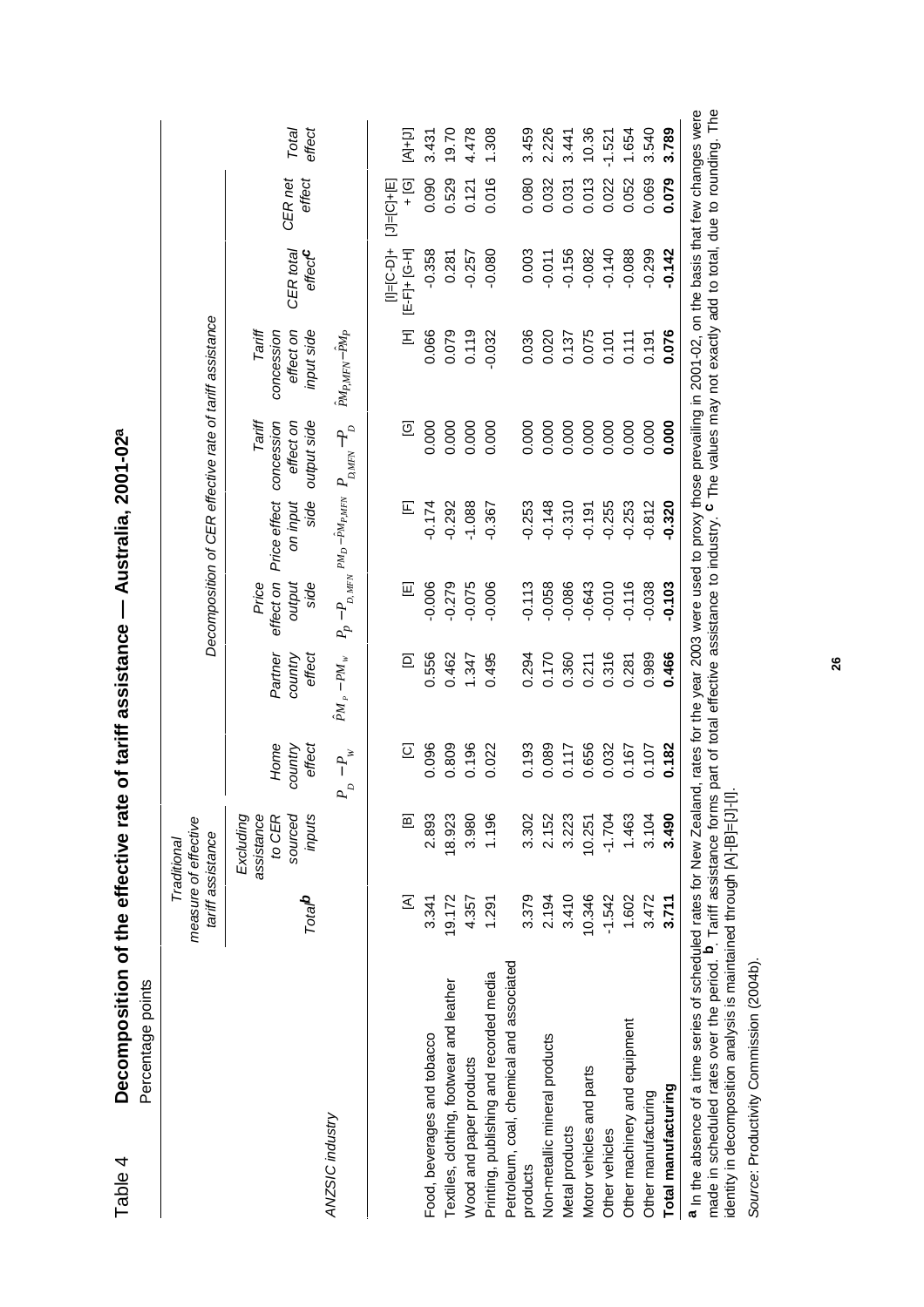## Table 4 Decomposition of the effective rate of tariff assistance — Australia, 2001-02[a]

Percentage points

| ANZSIC industry | Traditional measure of effective tariff assistance | | | | | | Decomposition of CER effective rate of tariff assistance | | | | |
|---|---|---|---|---|---|---|---|---|---|---|---|
| | *Total*[b] | *Excluding assistance to CER sourced inputs* | *Home country effect* | *Partner country effect* | *Price effect on output side* | *Price effect on input side* | *Tariff concession effect on output side* | *Tariff concession effect on input side* | *CER total effect*[c] | *CER net effect* | *Total effect* |
| | | | $P_D - P_W$ | $\hat{P}M_P - PM_W$ | $P_P - P_{D,MFN}$ | $PM_D - \hat{P}M_{P,MFN}$ | $P_{D,MFN} - P_D$ | $\hat{P}M_{P,MFN} - \hat{P}M_P$ | | | |
| | [A] | [B] | [C] | [D] | [E] | [F] | [G] | [H] | [I]=[C-D]+ [E-F]+ [G-H] | [J]=[C]+[E] + [G] | [A]+[J] |
| Food, beverages and tobacco | 3.341 | 2.893 | 0.096 | 0.556 | -0.006 | -0.174 | 0.000 | 0.066 | -0.358 | 0.090 | 3.431 |
| Textiles, clothing, footwear and leather | 19.172 | 18.923 | 0.809 | 0.462 | -0.279 | -0.292 | 0.000 | 0.079 | 0.281 | 0.529 | 19.70 |
| Wood and paper products | 4.357 | 3.980 | 0.196 | 1.347 | -0.075 | -1.088 | 0.000 | 0.119 | -0.257 | 0.121 | 4.478 |
| Printing, publishing and recorded media | 1.291 | 1.196 | 0.022 | 0.495 | -0.006 | -0.367 | 0.000 | -0.032 | -0.080 | 0.016 | 1.308 |
| Petroleum, coal, chemical and associated products | 3.379 | 3.302 | 0.193 | 0.294 | -0.113 | -0.253 | 0.000 | 0.036 | 0.003 | 0.080 | 3.459 |
| Non-metallic mineral products | 2.194 | 2.152 | 0.089 | 0.170 | -0.058 | -0.148 | 0.000 | 0.020 | -0.011 | 0.032 | 2.226 |
| Metal products | 3.410 | 3.223 | 0.117 | 0.360 | -0.086 | -0.310 | 0.000 | 0.137 | -0.156 | 0.031 | 3.441 |
| Motor vehicles and parts | 10.346 | 10.251 | 0.656 | 0.211 | -0.643 | -0.191 | 0.000 | 0.075 | -0.082 | 0.013 | 10.36 |
| Other vehicles | -1.542 | -1.704 | 0.032 | 0.316 | -0.010 | -0.255 | 0.000 | 0.101 | -0.140 | 0.022 | -1.521 |
| Other machinery and equipment | 1.602 | 1.463 | 0.167 | 0.281 | -0.116 | -0.253 | 0.000 | 0.111 | -0.088 | 0.052 | 1.654 |
| Other manufacturing | 3.472 | 3.104 | 0.107 | 0.989 | -0.038 | -0.812 | 0.000 | 0.191 | -0.299 | 0.069 | 3.540 |
| **Total manufacturing** | **3.711** | **3.490** | **0.182** | **0.466** | **-0.103** | **-0.320** | **0.000** | **0.076** | **-0.142** | **0.079** | **3.789** |

**a** In the absence of a time series of scheduled rates for New Zealand, rates for the year 2003 were used to proxy those prevailing in 2001-02, on the basis that few changes were made in scheduled rates over the period. **b** Tariff assistance forms part of total effective assistance to industry. **c** The values may not exactly add to total, due to rounding. The identity in decomposition analysis is maintained through [A]-[B]=[J]-[I].

*Source*: Productivity Commission (2004b).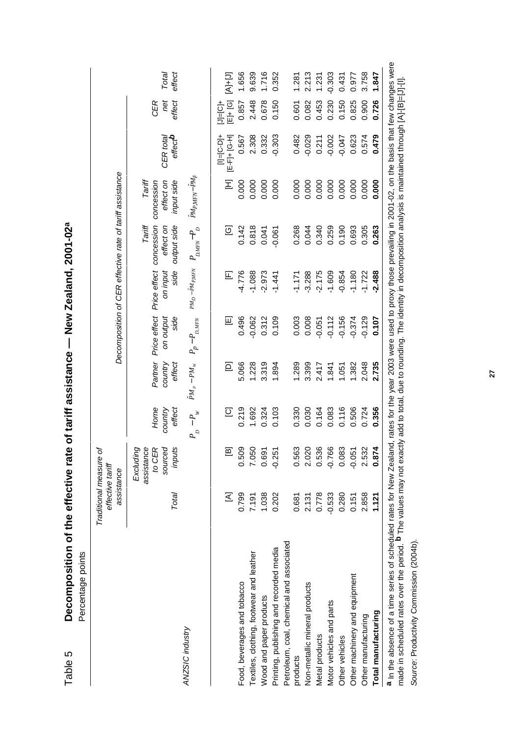# Table 5 Decomposition of the effective rate of tariff assistance — New Zealand, 2001-02[a]

Percentage points

| ANZSIC industry | Traditional measure of effective tariff assistance | | Decomposition of CER effective rate of tariff assistance | | | | | | | | |
|---|---|---|---|---|---|---|---|---|---|---|---|
| | Total | Excluding assistance to CER sourced inputs | Home country effect | Partner country effect | Price effect on output side | Price effect on input side | Tariff concession effect on output side | Tariff concession effect on input side | CER total effect[b] | CER net effect | Total effect |
| | | | $P_D - P_W$ | $\hat{P}M_P - PM_W$ | $P_P - P_{D,MFN}$ | $PM_D - \hat{P}M_{P,MFN}$ | $P_{D,MFN} - P_D$ | $\hat{P}M_{P,MFN} - \hat{P}M_P$ | | | |
| | [A] | [B] | [C] | [D] | [E] | [F] | [G] | [H] | [I]=[C-D]+[E-F]+[G-H] | [J]=[C]+[E]+[G] | [A]+[J] |
| Food, beverages and tobacco | 0.799 | 0.509 | 0.219 | 5.066 | 0.496 | -4.776 | 0.142 | 0.000 | 0.567 | 0.857 | 1.656 |
| Textiles, clothing, footwear and leather | 7.191 | 7.050 | 1.692 | 1.228 | -0.062 | -1.088 | 0.818 | 0.000 | 2.308 | 2.448 | 9.639 |
| Wood and paper products | 1.038 | 0.691 | 0.324 | 3.319 | 0.312 | -2.973 | 0.041 | 0.000 | 0.332 | 0.678 | 1.716 |
| Printing, publishing and recorded media | 0.202 | -0.251 | 0.103 | 1.894 | 0.109 | -1.441 | -0.061 | 0.000 | -0.303 | 0.150 | 0.352 |
| Petroleum, coal, chemical and associated products | 0.681 | 0.563 | 0.330 | 1.289 | 0.003 | -1.171 | 0.268 | 0.000 | 0.482 | 0.601 | 1.281 |
| Non-metallic mineral products | 2.131 | 2.020 | 0.030 | 3.399 | 0.008 | -3.288 | 0.044 | 0.000 | -0.029 | 0.082 | 2.213 |
| Metal products | 0.778 | 0.536 | 0.164 | 2.417 | -0.051 | -2.175 | 0.340 | 0.000 | 0.211 | 0.453 | 1.231 |
| Motor vehicles and parts | -0.533 | -0.766 | 0.083 | 1.841 | -0.112 | -1.609 | 0.259 | 0.000 | -0.002 | 0.230 | -0.303 |
| Other vehicles | 0.280 | 0.083 | 0.116 | 1.051 | -0.156 | -0.854 | 0.190 | 0.000 | -0.047 | 0.150 | 0.431 |
| Other machinery and equipment | 0.151 | -0.051 | 0.506 | 1.382 | -0.374 | -1.180 | 0.693 | 0.000 | 0.623 | 0.825 | 0.977 |
| Other manufacturing | 2.858 | 2.532 | 0.724 | 2.048 | -0.129 | -1.722 | 0.305 | 0.000 | 0.574 | 0.900 | 3.758 |
| **Total manufacturing** | **1.121** | **0.874** | **0.356** | **2.735** | **0.107** | **-2.488** | **0.263** | **0.000** | **0.479** | **0.726** | **1.847** |

[a] In the absence of a time series of scheduled rates for New Zealand, rates for the year 2003 were used to proxy those prevailing in 2001-02, on the basis that few changes were made in scheduled rates over the period. [b] The values may not exactly add to total, due to rounding. The identity in decomposition analysis is maintained through [A]-[B]=[J]-[I].

*Source*: Productivity Commission (2004b).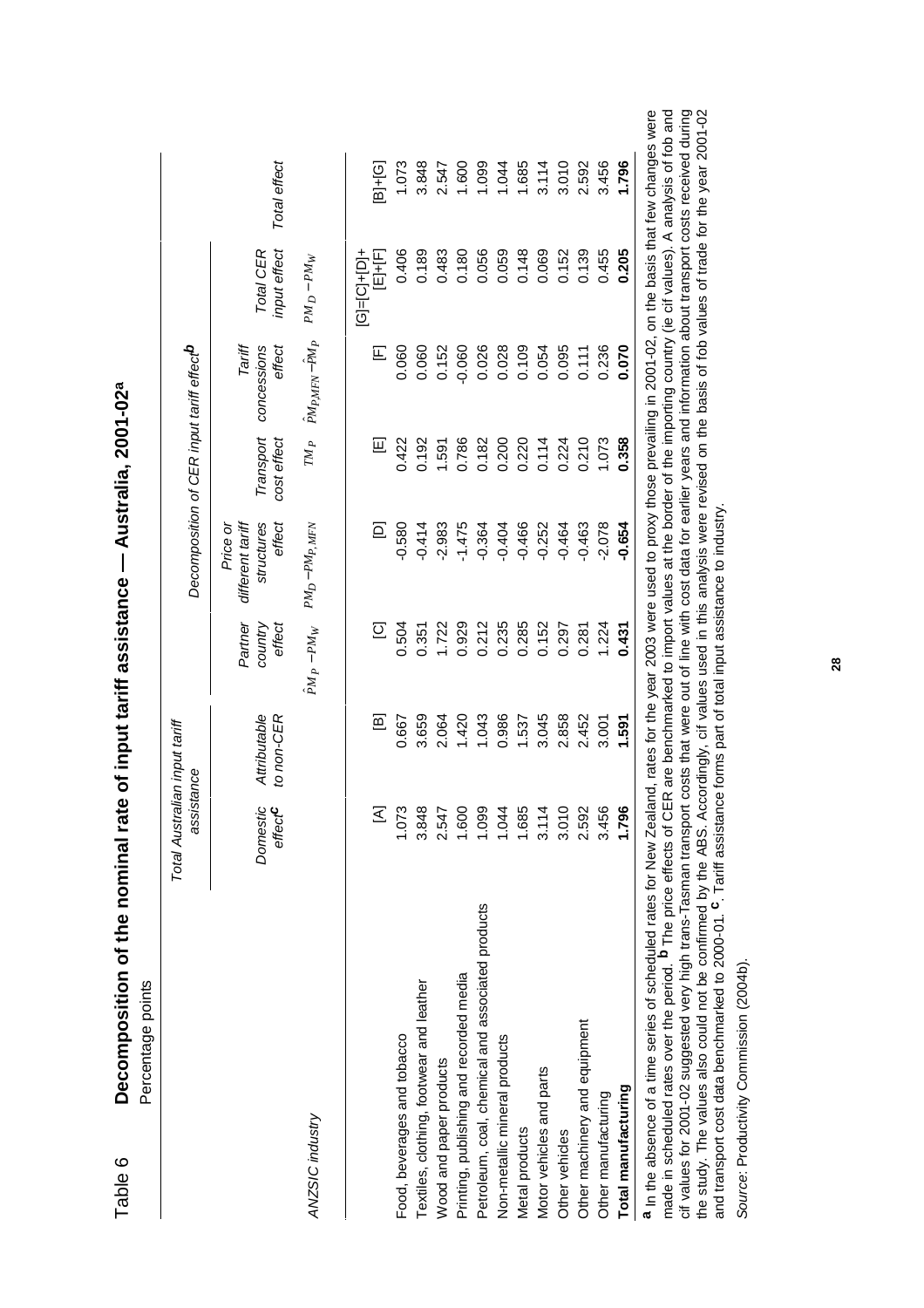## Table 6 Decomposition of the nominal rate of input tariff assistance — Australia, 2001-02[a]

Percentage points

| ANZSIC industry | Total Australian input tariff assistance | | Decomposition of CER input tariff effect[b] | | | | | Total effect |
|---|---|---|---|---|---|---|---|---|
| | Domestic effect[c] | Attributable to non-CER | Partner country effect | Price or different tariff structures effect | Transport cost effect | Tariff concessions effect | Total CER input effect | |
| | | | $\hat{PM}_P - PM_W$ | $PM_D - PM_{P,MFN}$ | $TM_P$ | $\hat{PM}_{P,MFN} - \hat{PM}_P$ | $PM_D - PM_W$ | |
| | [A] | [B] | [C] | [D] | [E] | [F] | [G]=[C]+[D]+[E]+[F] | [B]+[G] |
| Food, beverages and tobacco | 1.073 | 0.667 | 0.504 | -0.580 | 0.422 | 0.060 | 0.406 | 1.073 |
| Textiles, clothing, footwear and leather | 3.848 | 3.659 | 0.351 | -0.414 | 0.192 | 0.060 | 0.189 | 3.848 |
| Wood and paper products | 2.547 | 2.064 | 1.722 | -2.983 | 1.591 | 0.152 | 0.483 | 2.547 |
| Printing, publishing and recorded media | 1.600 | 1.420 | 0.929 | -1.475 | 0.786 | -0.060 | 0.180 | 1.600 |
| Petroleum, coal, chemical and associated products | 1.099 | 1.043 | 0.212 | -0.364 | 0.182 | 0.026 | 0.056 | 1.099 |
| Non-metallic mineral products | 1.044 | 0.986 | 0.235 | -0.404 | 0.200 | 0.028 | 0.059 | 1.044 |
| Metal products | 1.685 | 1.537 | 0.285 | -0.466 | 0.220 | 0.109 | 0.148 | 1.685 |
| Motor vehicles and parts | 3.114 | 3.045 | 0.152 | -0.252 | 0.114 | 0.054 | 0.069 | 3.114 |
| Other vehicles | 3.010 | 2.858 | 0.297 | -0.464 | 0.224 | 0.095 | 0.152 | 3.010 |
| Other machinery and equipment | 2.592 | 2.452 | 0.281 | -0.463 | 0.210 | 0.111 | 0.139 | 2.592 |
| Other manufacturing | 3.456 | 3.001 | 1.224 | -2.078 | 1.073 | 0.236 | 0.455 | 3.456 |
| **Total manufacturing** | **1.796** | **1.591** | **0.431** | **-0.654** | **0.358** | **0.070** | **0.205** | **1.796** |

**a** In the absence of a time series of scheduled rates for New Zealand, rates for the year 2003 were used to proxy those prevailing in 2001-02, on the basis that few changes were made in scheduled rates over the period. **b** The price effects of CER are benchmarked to import values at the border of the importing country (ie cif values). A analysis of fob and cif values for 2001-02 suggested very high trans-Tasman transport costs that were out of line with cost data for earlier years and information about transport costs received during the study. The values also could not be confirmed by the ABS. Accordingly, cif values used in this analysis were revised on the basis of fob values of trade for the year 2001-02 and transport cost data benchmarked to 2000-01. **c**. Tariff assistance forms part of total input assistance to industry.

*Source*: Productivity Commission (2004b).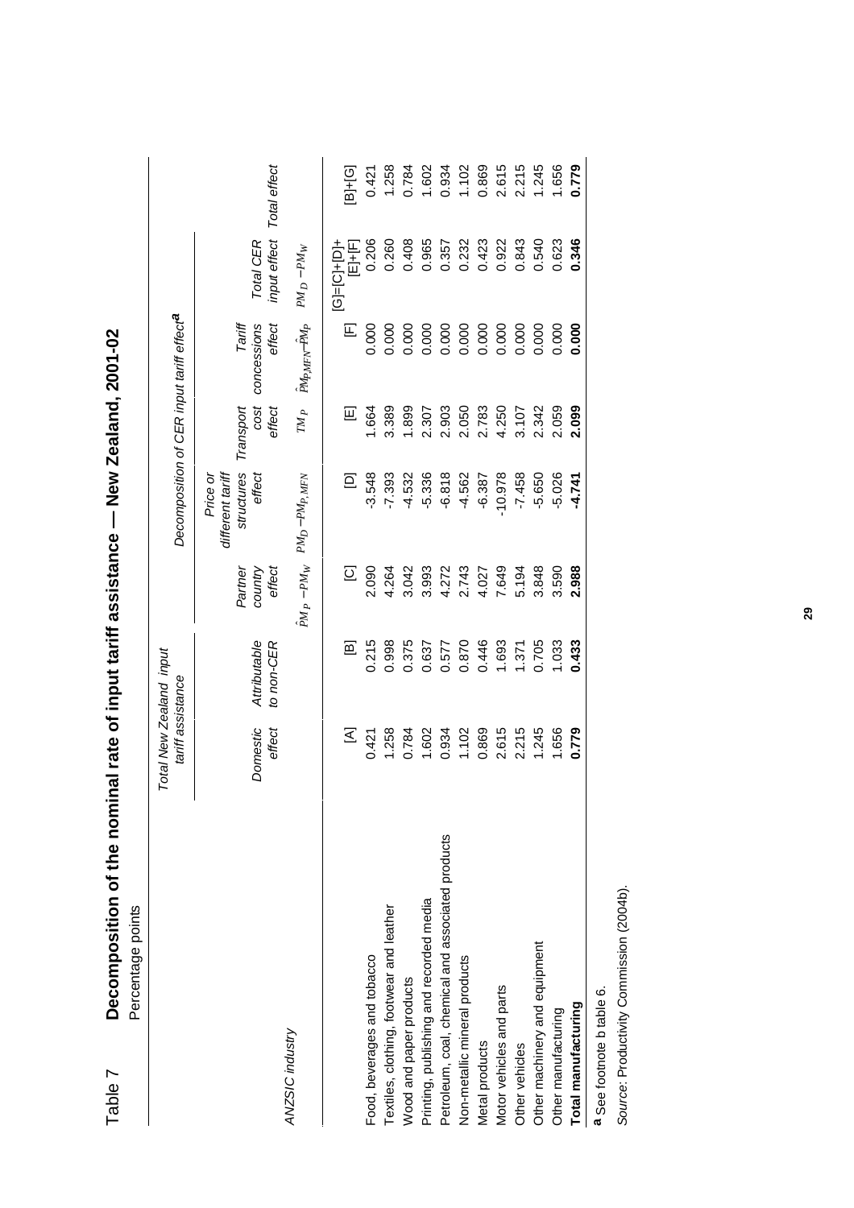Table 7 **Decomposition of the nominal rate of input tariff assistance — New Zealand, 2001-02**

Percentage points

| ANZSIC industry | Total New Zealand input tariff assistance | | Decomposition of CER input tariff effect[a] | | | | | |
|---|---|---|---|---|---|---|---|---|
| | Domestic effect | Attributable to non-CER | Partner country effect | Price or different tariff structures effect | Transport cost effect | Tariff concessions effect | Total CER input effect | Total effect |
| | | | $\hat{PM}_P - PM_W$ | $PM_D - PM_{P,MFN}$ | $TM_P$ | $\hat{PM}_{P,MFN} - \hat{PM}_P$ | $PM_D - PM_W$ | |
| | [A] | [B] | [C] | [D] | [E] | [F] | [G]=[C]+[D]+[E]+[F] | [B]+[G] |
| Food, beverages and tobacco | 0.421 | 0.215 | 2.090 | -3.548 | 1.664 | 0.000 | 0.206 | 0.421 |
| Textiles, clothing, footwear and leather | 1.258 | 0.998 | 4.264 | -7.393 | 3.389 | 0.000 | 0.260 | 1.258 |
| Wood and paper products | 0.784 | 0.375 | 3.042 | -4.532 | 1.899 | 0.000 | 0.408 | 0.784 |
| Printing, publishing and recorded media | 1.602 | 0.637 | 3.993 | -5.336 | 2.307 | 0.000 | 0.965 | 1.602 |
| Petroleum, coal, chemical and associated products | 0.934 | 0.577 | 4.272 | -6.818 | 2.903 | 0.000 | 0.357 | 0.934 |
| Non-metallic mineral products | 1.102 | 0.870 | 2.743 | -4.562 | 2.050 | 0.000 | 0.232 | 1.102 |
| Metal products | 0.869 | 0.446 | 4.027 | -6.387 | 2.783 | 0.000 | 0.423 | 0.869 |
| Motor vehicles and parts | 2.615 | 1.693 | 7.649 | -10.978 | 4.250 | 0.000 | 0.922 | 2.615 |
| Other vehicles | 2.215 | 1.371 | 5.194 | -7.458 | 3.107 | 0.000 | 0.843 | 2.215 |
| Other machinery and equipment | 1.245 | 0.705 | 3.848 | -5.650 | 2.342 | 0.000 | 0.540 | 1.245 |
| Other manufacturing | 1.656 | 1.033 | 3.590 | -5.026 | 2.059 | 0.000 | 0.623 | 1.656 |
| **Total manufacturing** | **0.779** | **0.433** | **2.988** | **-4.741** | **2.099** | **0.000** | **0.346** | **0.779** |

**a** See footnote b table 6.

*Source*: Productivity Commission (2004b).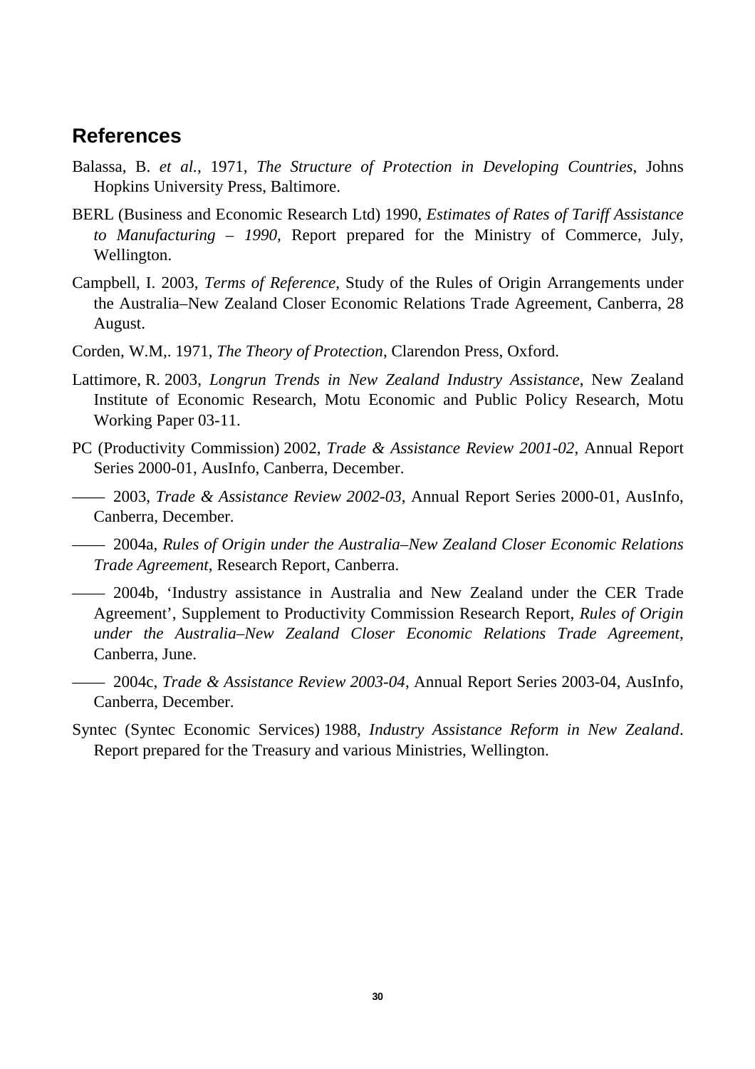## References

Balassa, B. *et al.*, 1971, *The Structure of Protection in Developing Countries*, Johns Hopkins University Press, Baltimore.

BERL (Business and Economic Research Ltd) 1990, *Estimates of Rates of Tariff Assistance to Manufacturing – 1990*, Report prepared for the Ministry of Commerce, July, Wellington.

Campbell, I. 2003, *Terms of Reference*, Study of the Rules of Origin Arrangements under the Australia–New Zealand Closer Economic Relations Trade Agreement, Canberra, 28 August.

Corden, W.M,. 1971, *The Theory of Protection*, Clarendon Press, Oxford.

Lattimore, R. 2003, *Longrun Trends in New Zealand Industry Assistance*, New Zealand Institute of Economic Research, Motu Economic and Public Policy Research, Motu Working Paper 03-11.

PC (Productivity Commission) 2002, *Trade & Assistance Review 2001-02*, Annual Report Series 2000-01, AusInfo, Canberra, December.

—— 2003, *Trade & Assistance Review 2002-03*, Annual Report Series 2000-01, AusInfo, Canberra, December.

—— 2004a, *Rules of Origin under the Australia–New Zealand Closer Economic Relations Trade Agreement*, Research Report, Canberra.

—— 2004b, 'Industry assistance in Australia and New Zealand under the CER Trade Agreement', Supplement to Productivity Commission Research Report, *Rules of Origin under the Australia–New Zealand Closer Economic Relations Trade Agreement*, Canberra, June.

—— 2004c, *Trade & Assistance Review 2003-04*, Annual Report Series 2003-04, AusInfo, Canberra, December.

Syntec (Syntec Economic Services) 1988, *Industry Assistance Reform in New Zealand*. Report prepared for the Treasury and various Ministries, Wellington.